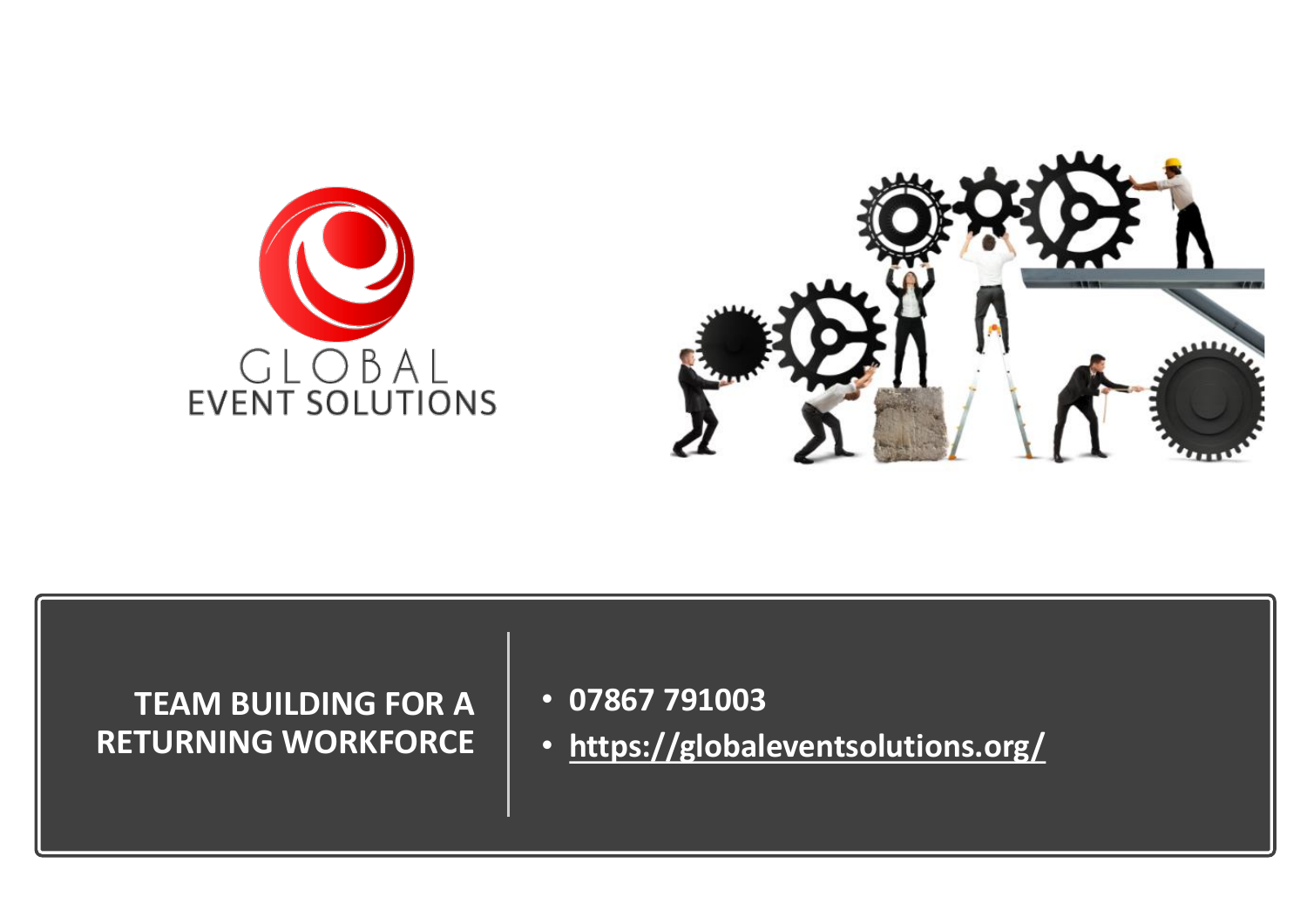GLOBAL
EVENT SOLUTIONS

# TEAM BUILDING FOR A RETURNING WORKFORCE

- **07867 791003**
- **https://globaleventsolutions.org/**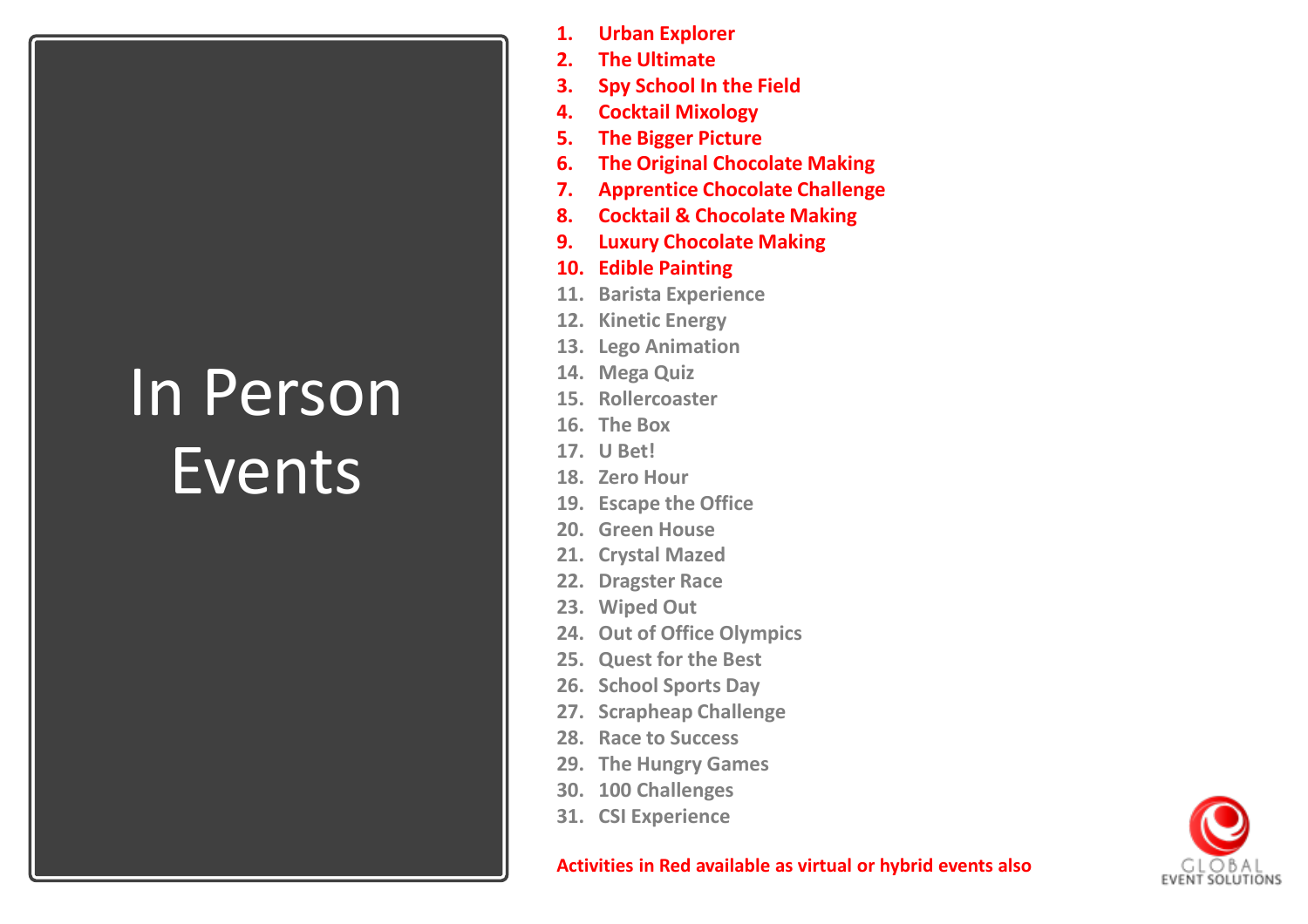# In Person Events

1. **Urban Explorer**
2. **The Ultimate**
3. **Spy School In the Field**
4. **Cocktail Mixology**
5. **The Bigger Picture**
6. **The Original Chocolate Making**
7. **Apprentice Chocolate Challenge**
8. **Cocktail & Chocolate Making**
9. **Luxury Chocolate Making**
10. **Edible Painting**
11. Barista Experience
12. Kinetic Energy
13. Lego Animation
14. Mega Quiz
15. Rollercoaster
16. The Box
17. U Bet!
18. Zero Hour
19. Escape the Office
20. Green House
21. Crystal Mazed
22. Dragster Race
23. Wiped Out
24. Out of Office Olympics
25. Quest for the Best
26. School Sports Day
27. Scrapheap Challenge
28. Race to Success
29. The Hungry Games
30. 100 Challenges
31. CSI Experience

**Activities in Red available as virtual or hybrid events also**

GLOBAL EVENT SOLUTIONS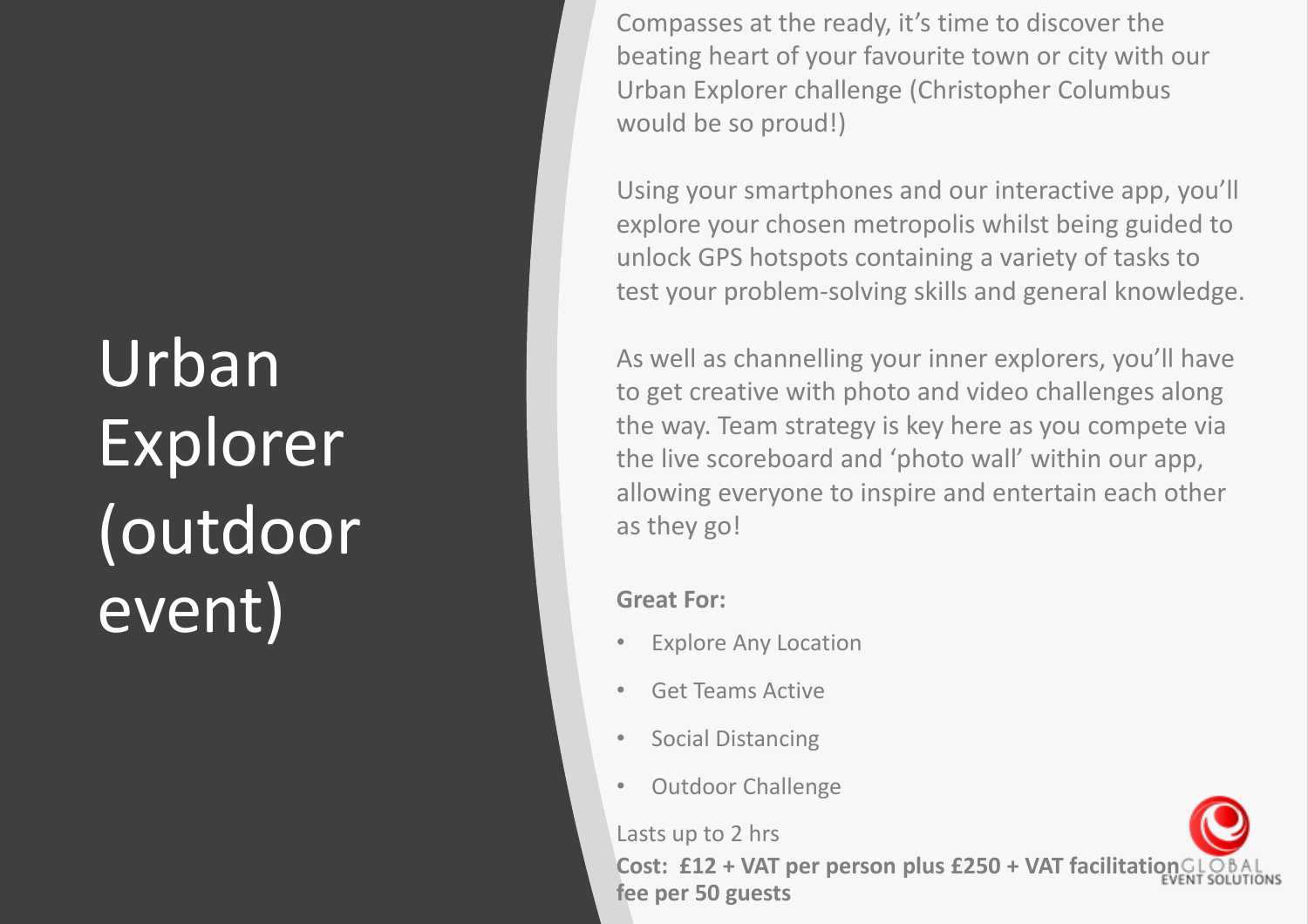# Urban Explorer (outdoor event)

Compasses at the ready, it's time to discover the beating heart of your favourite town or city with our Urban Explorer challenge (Christopher Columbus would be so proud!)

Using your smartphones and our interactive app, you'll explore your chosen metropolis whilst being guided to unlock GPS hotspots containing a variety of tasks to test your problem-solving skills and general knowledge.

As well as channelling your inner explorers, you'll have to get creative with photo and video challenges along the way. Team strategy is key here as you compete via the live scoreboard and 'photo wall' within our app, allowing everyone to inspire and entertain each other as they go!

**Great For:**

- Explore Any Location
- Get Teams Active
- Social Distancing
- Outdoor Challenge

Lasts up to 2 hrs

**Cost: £12 + VAT per person plus £250 + VAT facilitation fee per 50 guests**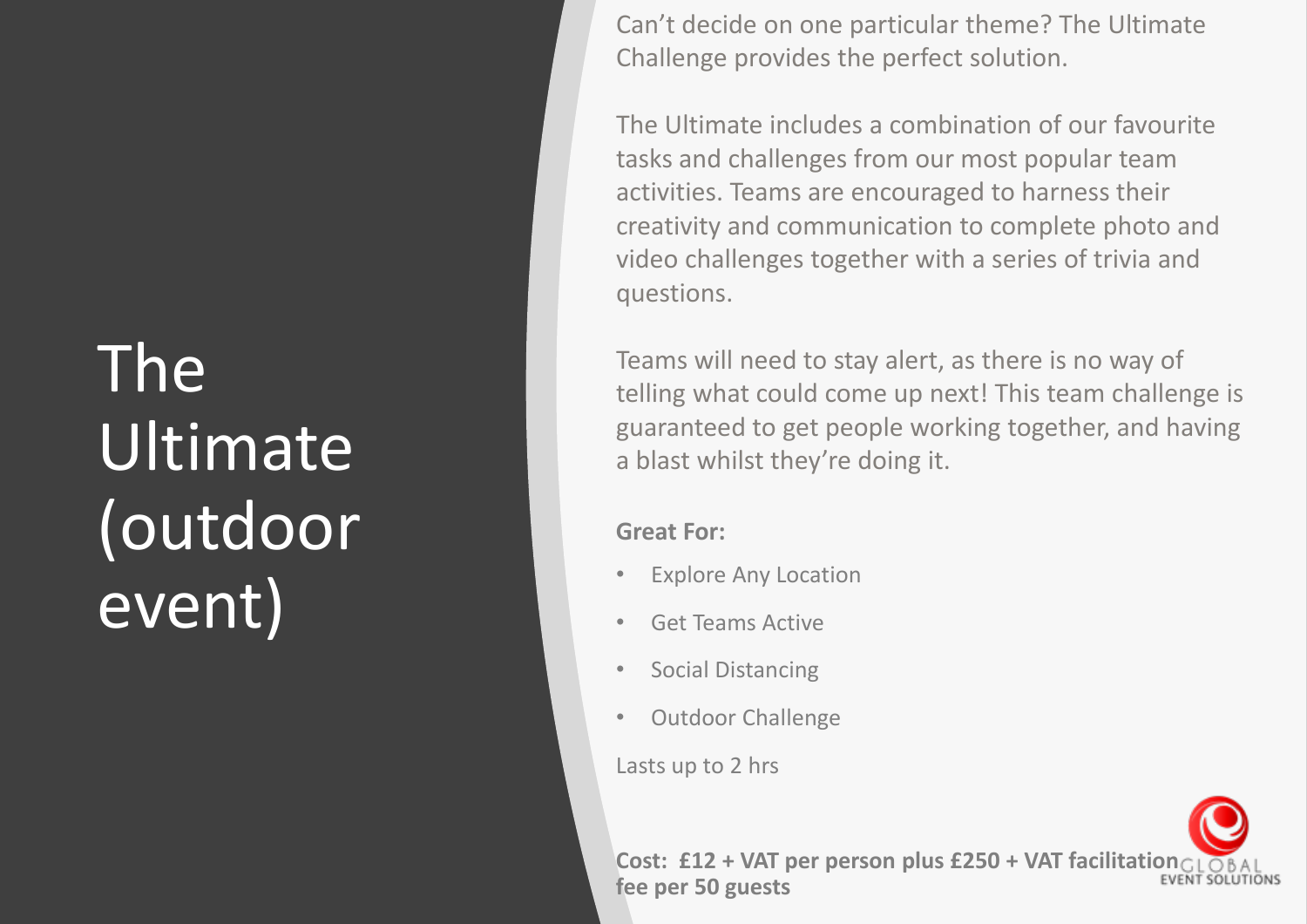# The Ultimate (outdoor event)

Can't decide on one particular theme? The Ultimate Challenge provides the perfect solution.

The Ultimate includes a combination of our favourite tasks and challenges from our most popular team activities. Teams are encouraged to harness their creativity and communication to complete photo and video challenges together with a series of trivia and questions.

Teams will need to stay alert, as there is no way of telling what could come up next! This team challenge is guaranteed to get people working together, and having a blast whilst they're doing it.

**Great For:**

- Explore Any Location
- Get Teams Active
- Social Distancing
- Outdoor Challenge

Lasts up to 2 hrs

**Cost: £12 + VAT per person plus £250 + VAT facilitation fee per 50 guests**

GLOBAL EVENT SOLUTIONS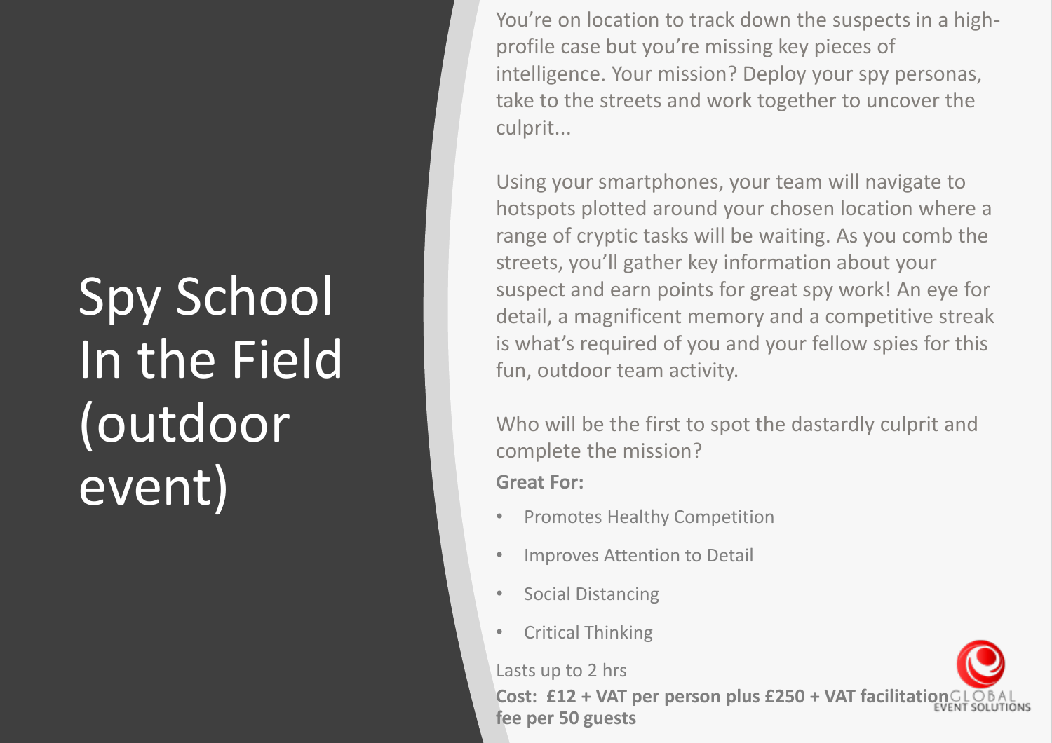# Spy School In the Field (outdoor event)

You're on location to track down the suspects in a high-profile case but you're missing key pieces of intelligence. Your mission? Deploy your spy personas, take to the streets and work together to uncover the culprit...

Using your smartphones, your team will navigate to hotspots plotted around your chosen location where a range of cryptic tasks will be waiting. As you comb the streets, you'll gather key information about your suspect and earn points for great spy work! An eye for detail, a magnificent memory and a competitive streak is what's required of you and your fellow spies for this fun, outdoor team activity.

Who will be the first to spot the dastardly culprit and complete the mission?

**Great For:**

- Promotes Healthy Competition
- Improves Attention to Detail
- Social Distancing
- Critical Thinking

Lasts up to 2 hrs

**Cost: £12 + VAT per person plus £250 + VAT facilitation fee per 50 guests**

GLOBAL EVENT SOLUTIONS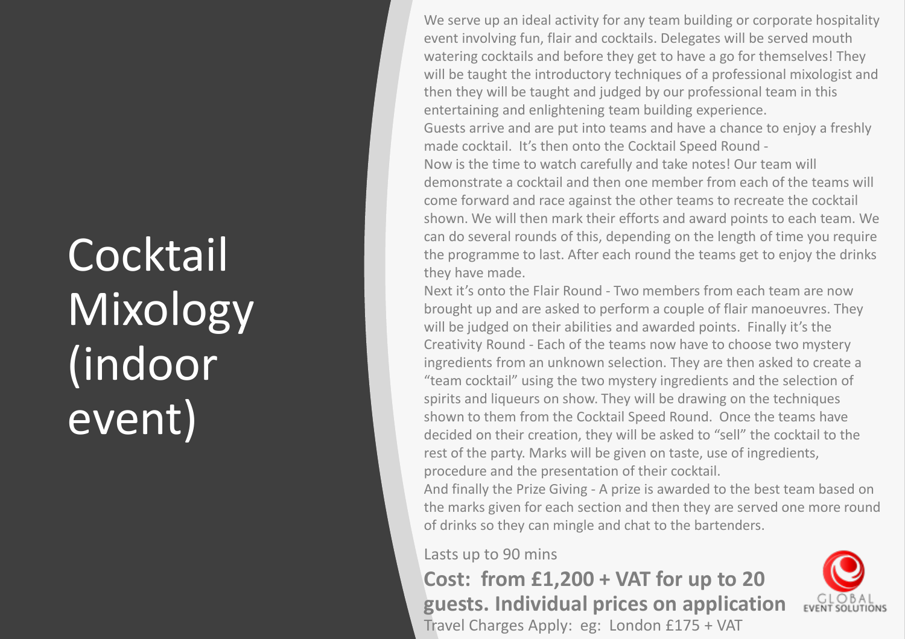# Cocktail Mixology (indoor event)

We serve up an ideal activity for any team building or corporate hospitality event involving fun, flair and cocktails. Delegates will be served mouth watering cocktails and before they get to have a go for themselves! They will be taught the introductory techniques of a professional mixologist and then they will be taught and judged by our professional team in this entertaining and enlightening team building experience.

Guests arrive and are put into teams and have a chance to enjoy a freshly made cocktail. It's then onto the Cocktail Speed Round -

Now is the time to watch carefully and take notes! Our team will demonstrate a cocktail and then one member from each of the teams will come forward and race against the other teams to recreate the cocktail shown. We will then mark their efforts and award points to each team. We can do several rounds of this, depending on the length of time you require the programme to last. After each round the teams get to enjoy the drinks they have made.

Next it's onto the Flair Round - Two members from each team are now brought up and are asked to perform a couple of flair manoeuvres. They will be judged on their abilities and awarded points. Finally it's the Creativity Round - Each of the teams now have to choose two mystery ingredients from an unknown selection. They are then asked to create a "team cocktail" using the two mystery ingredients and the selection of spirits and liqueurs on show. They will be drawing on the techniques shown to them from the Cocktail Speed Round. Once the teams have decided on their creation, they will be asked to "sell" the cocktail to the rest of the party. Marks will be given on taste, use of ingredients, procedure and the presentation of their cocktail.

And finally the Prize Giving - A prize is awarded to the best team based on the marks given for each section and then they are served one more round of drinks so they can mingle and chat to the bartenders.

Lasts up to 90 mins

**Cost: from £1,200 + VAT for up to 20 guests. Individual prices on application**

Travel Charges Apply: eg: London £175 + VAT

GLOBAL EVENT SOLUTIONS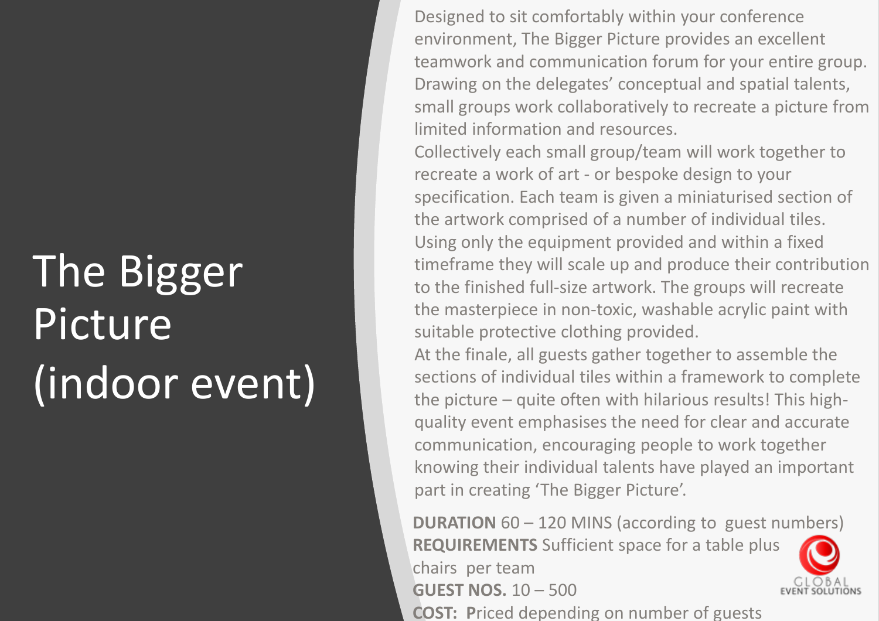# The Bigger Picture (indoor event)

Designed to sit comfortably within your conference environment, The Bigger Picture provides an excellent teamwork and communication forum for your entire group. Drawing on the delegates' conceptual and spatial talents, small groups work collaboratively to recreate a picture from limited information and resources.

Collectively each small group/team will work together to recreate a work of art - or bespoke design to your specification. Each team is given a miniaturised section of the artwork comprised of a number of individual tiles. Using only the equipment provided and within a fixed timeframe they will scale up and produce their contribution to the finished full-size artwork. The groups will recreate the masterpiece in non-toxic, washable acrylic paint with suitable protective clothing provided.

At the finale, all guests gather together to assemble the sections of individual tiles within a framework to complete the picture – quite often with hilarious results! This high-quality event emphasises the need for clear and accurate communication, encouraging people to work together knowing their individual talents have played an important part in creating 'The Bigger Picture'.

**DURATION** 60 – 120 MINS (according to guest numbers)
**REQUIREMENTS** Sufficient space for a table plus chairs per team
**GUEST NOS.** 10 – 500
**COST: P**riced depending on number of guests

GLOBAL EVENT SOLUTIONS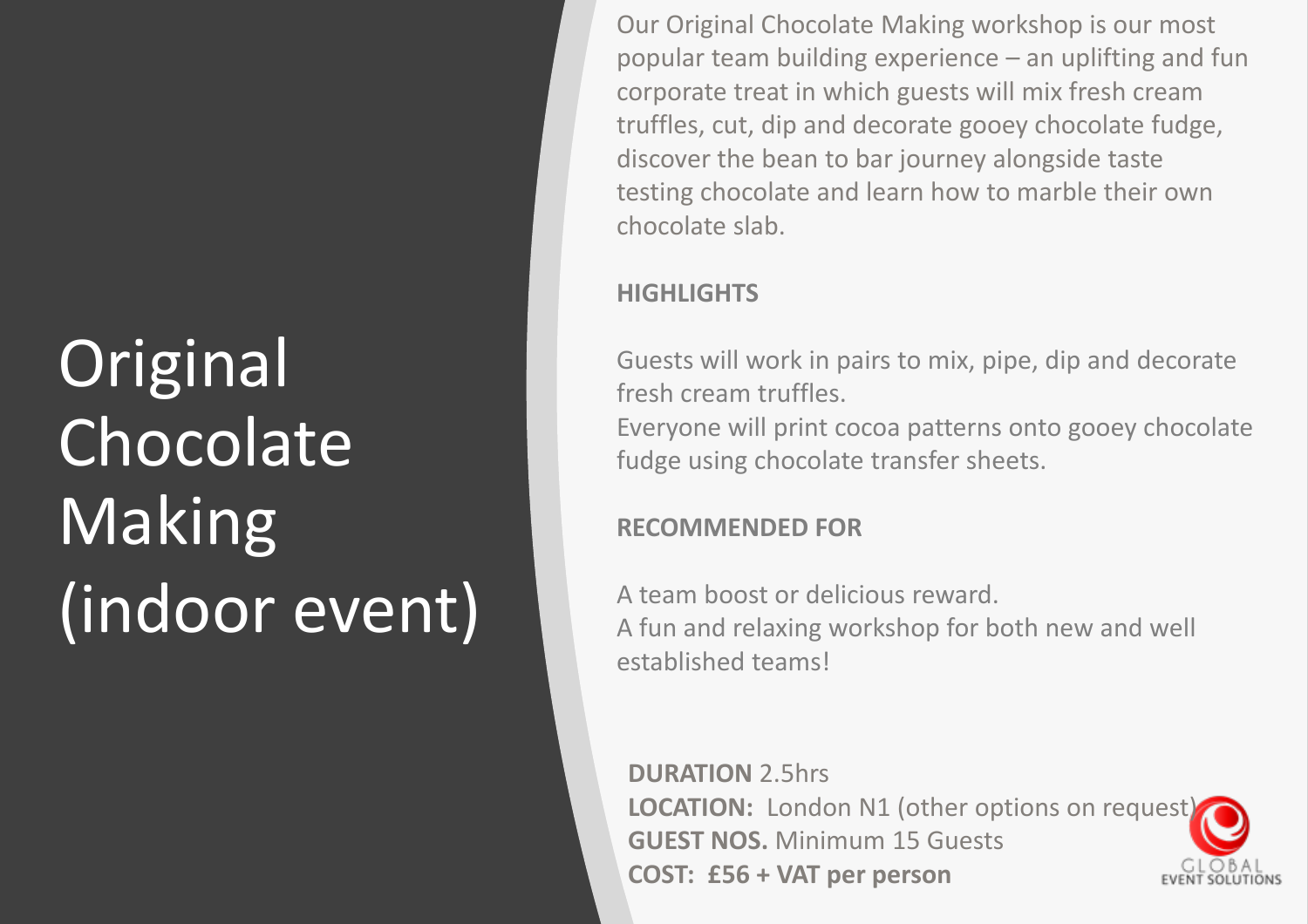# Original Chocolate Making (indoor event)

Our Original Chocolate Making workshop is our most popular team building experience – an uplifting and fun corporate treat in which guests will mix fresh cream truffles, cut, dip and decorate gooey chocolate fudge, discover the bean to bar journey alongside taste testing chocolate and learn how to marble their own chocolate slab.

**HIGHLIGHTS**

Guests will work in pairs to mix, pipe, dip and decorate fresh cream truffles.
Everyone will print cocoa patterns onto gooey chocolate fudge using chocolate transfer sheets.

**RECOMMENDED FOR**

A team boost or delicious reward.
A fun and relaxing workshop for both new and well established teams!

**DURATION** 2.5hrs
**LOCATION:** London N1 (other options on request)
**GUEST NOS.** Minimum 15 Guests
**COST: £56 + VAT per person**

GLOBAL EVENT SOLUTIONS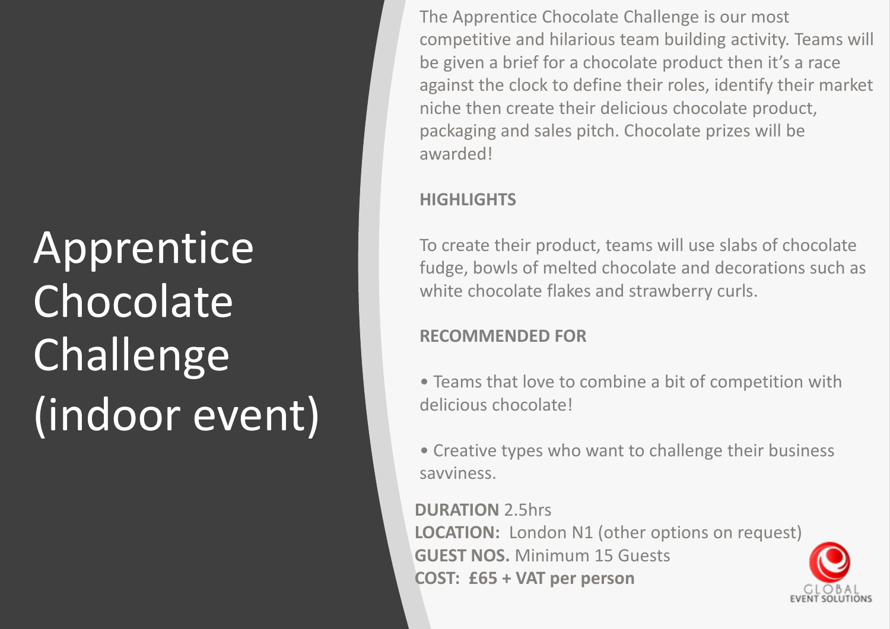# Apprentice Chocolate Challenge (indoor event)

The Apprentice Chocolate Challenge is our most competitive and hilarious team building activity. Teams will be given a brief for a chocolate product then it's a race against the clock to define their roles, identify their market niche then create their delicious chocolate product, packaging and sales pitch. Chocolate prizes will be awarded!

**HIGHLIGHTS**

To create their product, teams will use slabs of chocolate fudge, bowls of melted chocolate and decorations such as white chocolate flakes and strawberry curls.

**RECOMMENDED FOR**

- Teams that love to combine a bit of competition with delicious chocolate!
- Creative types who want to challenge their business savviness.

**DURATION** 2.5hrs
**LOCATION:** London N1 (other options on request)
**GUEST NOS.** Minimum 15 Guests
**COST: £65 + VAT per person**

GLOBAL EVENT SOLUTIONS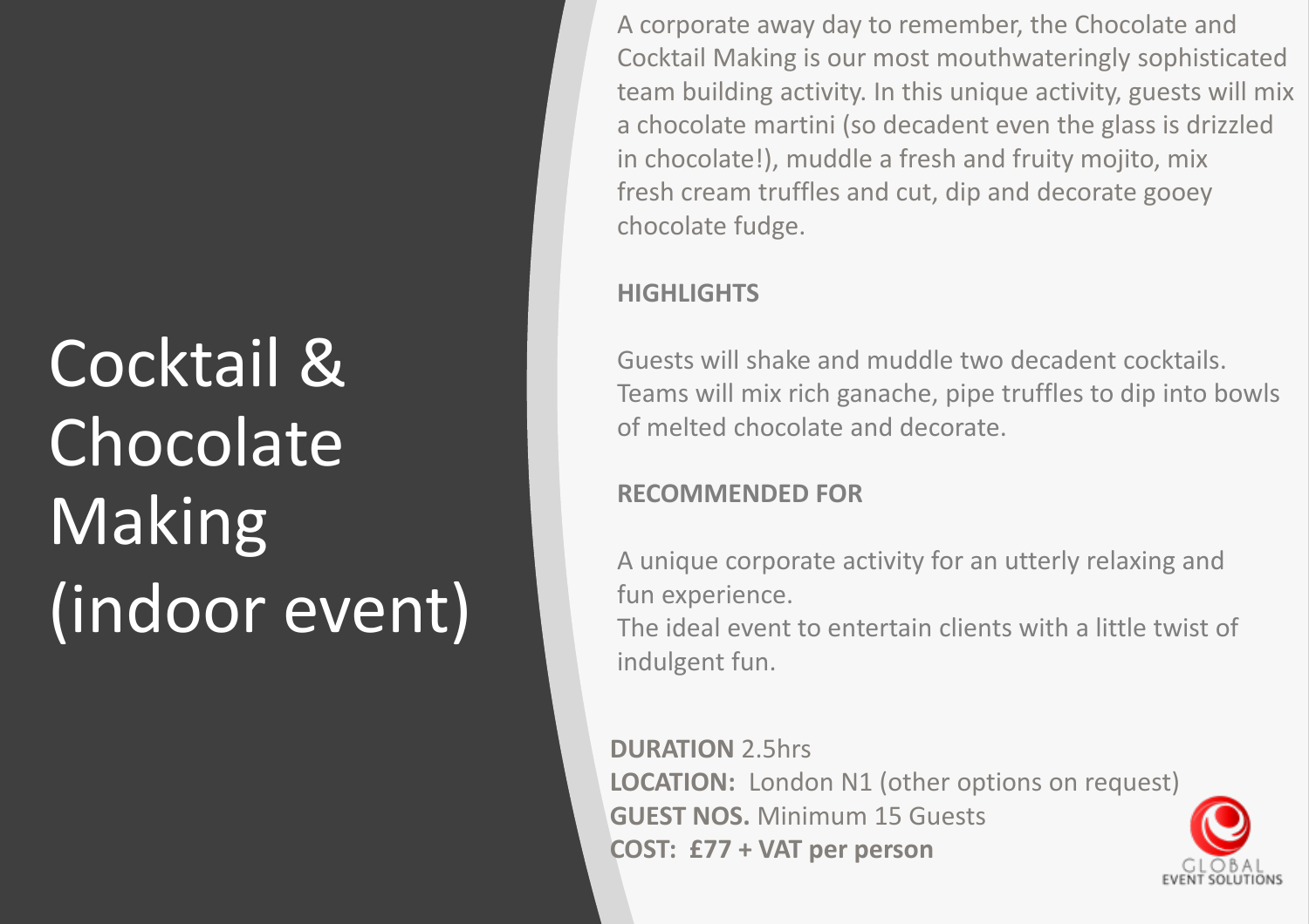# Cocktail & Chocolate Making (indoor event)

A corporate away day to remember, the Chocolate and Cocktail Making is our most mouthwateringly sophisticated team building activity. In this unique activity, guests will mix a chocolate martini (so decadent even the glass is drizzled in chocolate!), muddle a fresh and fruity mojito, mix fresh cream truffles and cut, dip and decorate gooey chocolate fudge.

**HIGHLIGHTS**

Guests will shake and muddle two decadent cocktails. Teams will mix rich ganache, pipe truffles to dip into bowls of melted chocolate and decorate.

**RECOMMENDED FOR**

A unique corporate activity for an utterly relaxing and fun experience.
The ideal event to entertain clients with a little twist of indulgent fun.

**DURATION** 2.5hrs
**LOCATION:** London N1 (other options on request)
**GUEST NOS.** Minimum 15 Guests
**COST: £77 + VAT per person**

GLOBAL EVENT SOLUTIONS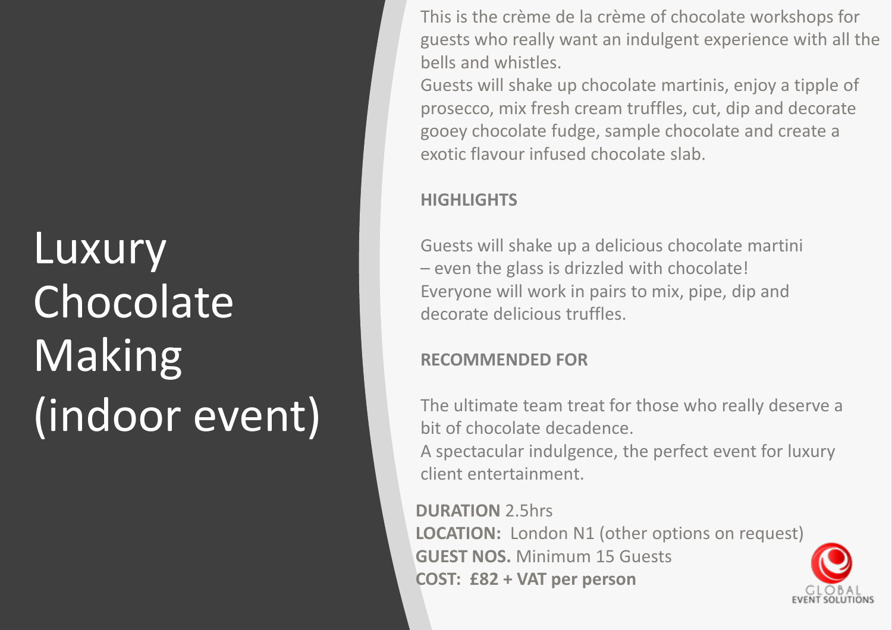# Luxury Chocolate Making (indoor event)

This is the crème de la crème of chocolate workshops for guests who really want an indulgent experience with all the bells and whistles.
Guests will shake up chocolate martinis, enjoy a tipple of prosecco, mix fresh cream truffles, cut, dip and decorate gooey chocolate fudge, sample chocolate and create a exotic flavour infused chocolate slab.

**HIGHLIGHTS**

Guests will shake up a delicious chocolate martini – even the glass is drizzled with chocolate!
Everyone will work in pairs to mix, pipe, dip and decorate delicious truffles.

**RECOMMENDED FOR**

The ultimate team treat for those who really deserve a bit of chocolate decadence.
A spectacular indulgence, the perfect event for luxury client entertainment.

**DURATION** 2.5hrs
**LOCATION:** London N1 (other options on request)
**GUEST NOS.** Minimum 15 Guests
**COST: £82 + VAT per person**

GLOBAL EVENT SOLUTIONS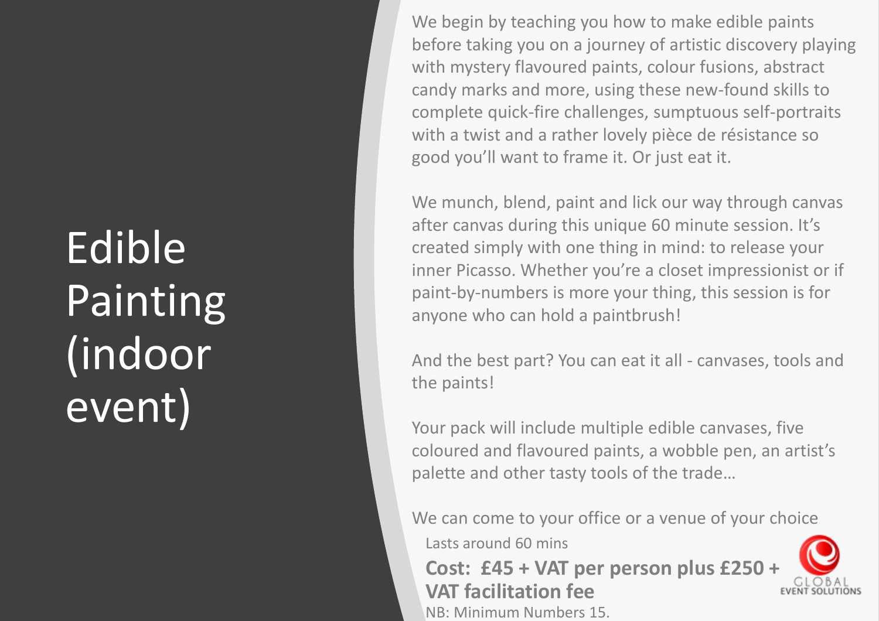# Edible Painting (indoor event)

We begin by teaching you how to make edible paints before taking you on a journey of artistic discovery playing with mystery flavoured paints, colour fusions, abstract candy marks and more, using these new-found skills to complete quick-fire challenges, sumptuous self-portraits with a twist and a rather lovely pièce de résistance so good you'll want to frame it. Or just eat it.

We munch, blend, paint and lick our way through canvas after canvas during this unique 60 minute session. It's created simply with one thing in mind: to release your inner Picasso. Whether you're a closet impressionist or if paint-by-numbers is more your thing, this session is for anyone who can hold a paintbrush!

And the best part? You can eat it all - canvases, tools and the paints!

Your pack will include multiple edible canvases, five coloured and flavoured paints, a wobble pen, an artist's palette and other tasty tools of the trade…

We can come to your office or a venue of your choice

Lasts around 60 mins

**Cost: £45 + VAT per person plus £250 + VAT facilitation fee**

NB: Minimum Numbers 15.

GLOBAL EVENT SOLUTIONS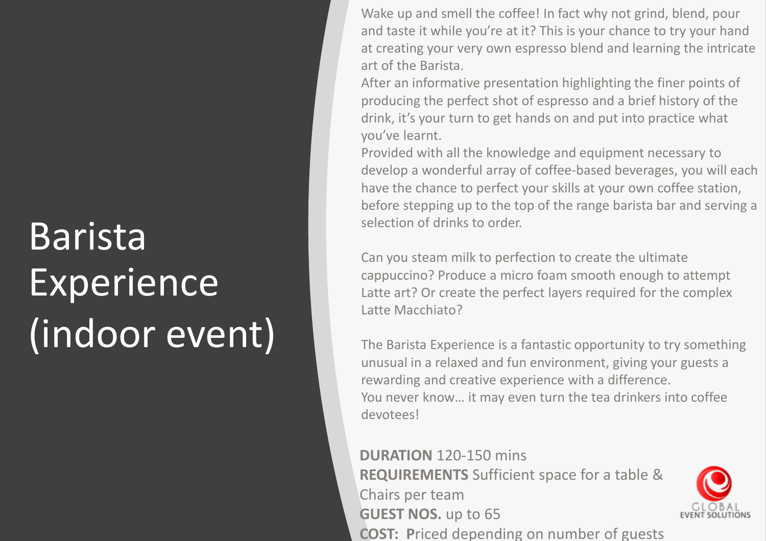# Barista Experience (indoor event)

Wake up and smell the coffee! In fact why not grind, blend, pour and taste it while you're at it? This is your chance to try your hand at creating your very own espresso blend and learning the intricate art of the Barista.

After an informative presentation highlighting the finer points of producing the perfect shot of espresso and a brief history of the drink, it's your turn to get hands on and put into practice what you've learnt.

Provided with all the knowledge and equipment necessary to develop a wonderful array of coffee-based beverages, you will each have the chance to perfect your skills at your own coffee station, before stepping up to the top of the range barista bar and serving a selection of drinks to order.

Can you steam milk to perfection to create the ultimate cappuccino? Produce a micro foam smooth enough to attempt Latte art? Or create the perfect layers required for the complex Latte Macchiato?

The Barista Experience is a fantastic opportunity to try something unusual in a relaxed and fun environment, giving your guests a rewarding and creative experience with a difference.

You never know… it may even turn the tea drinkers into coffee devotees!

**DURATION** 120-150 mins
**REQUIREMENTS** Sufficient space for a table & Chairs per team
**GUEST NOS.** up to 65
**COST:** **P**riced depending on number of guests

GLOBAL EVENT SOLUTIONS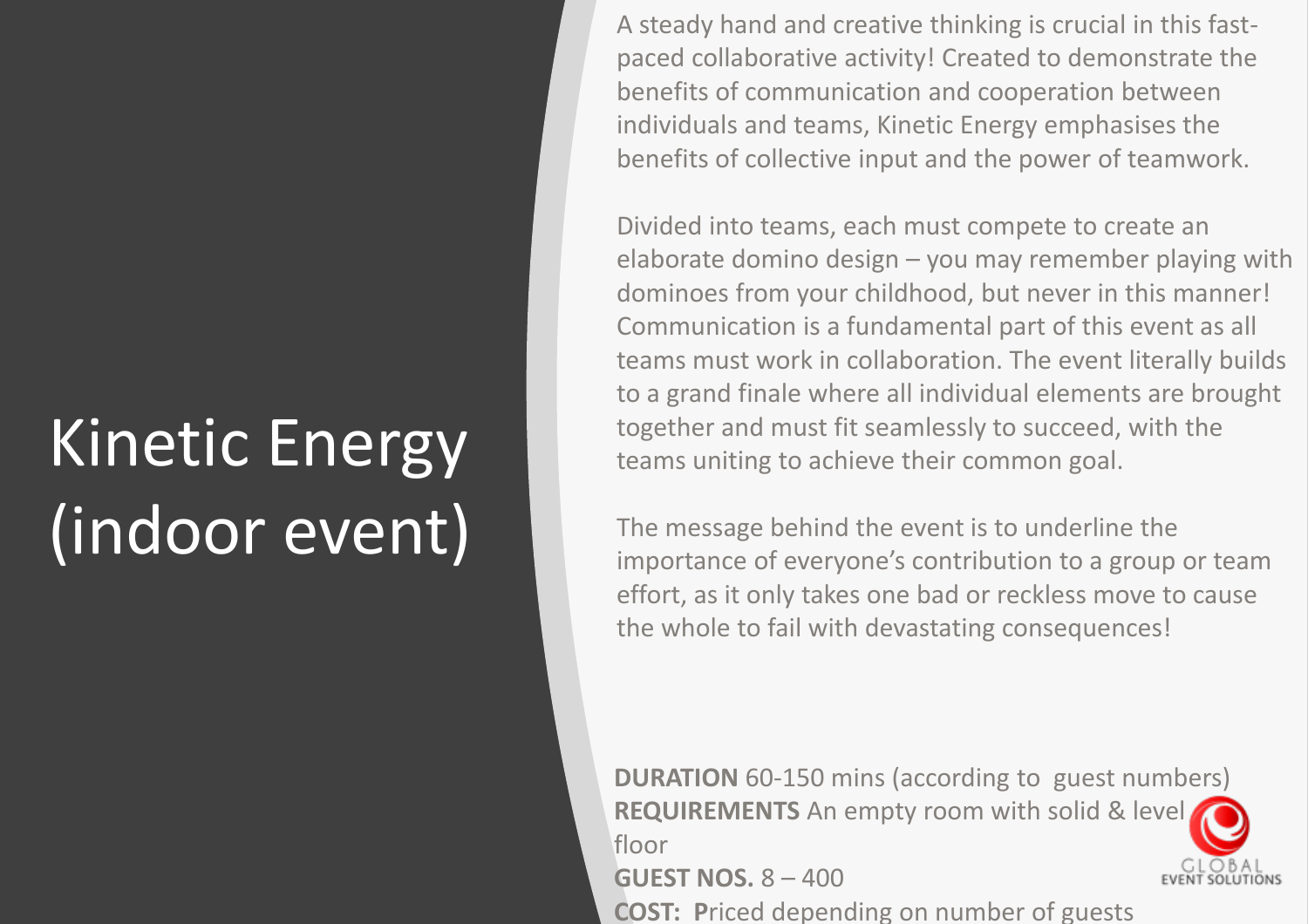# Kinetic Energy (indoor event)

A steady hand and creative thinking is crucial in this fast-paced collaborative activity! Created to demonstrate the benefits of communication and cooperation between individuals and teams, Kinetic Energy emphasises the benefits of collective input and the power of teamwork.

Divided into teams, each must compete to create an elaborate domino design – you may remember playing with dominoes from your childhood, but never in this manner! Communication is a fundamental part of this event as all teams must work in collaboration. The event literally builds to a grand finale where all individual elements are brought together and must fit seamlessly to succeed, with the teams uniting to achieve their common goal.

The message behind the event is to underline the importance of everyone's contribution to a group or team effort, as it only takes one bad or reckless move to cause the whole to fail with devastating consequences!

**DURATION** 60-150 mins (according to guest numbers)
**REQUIREMENTS** An empty room with solid & level floor
**GUEST NOS.** 8 – 400
**COST:** **P**riced depending on number of guests

GLOBAL EVENT SOLUTIONS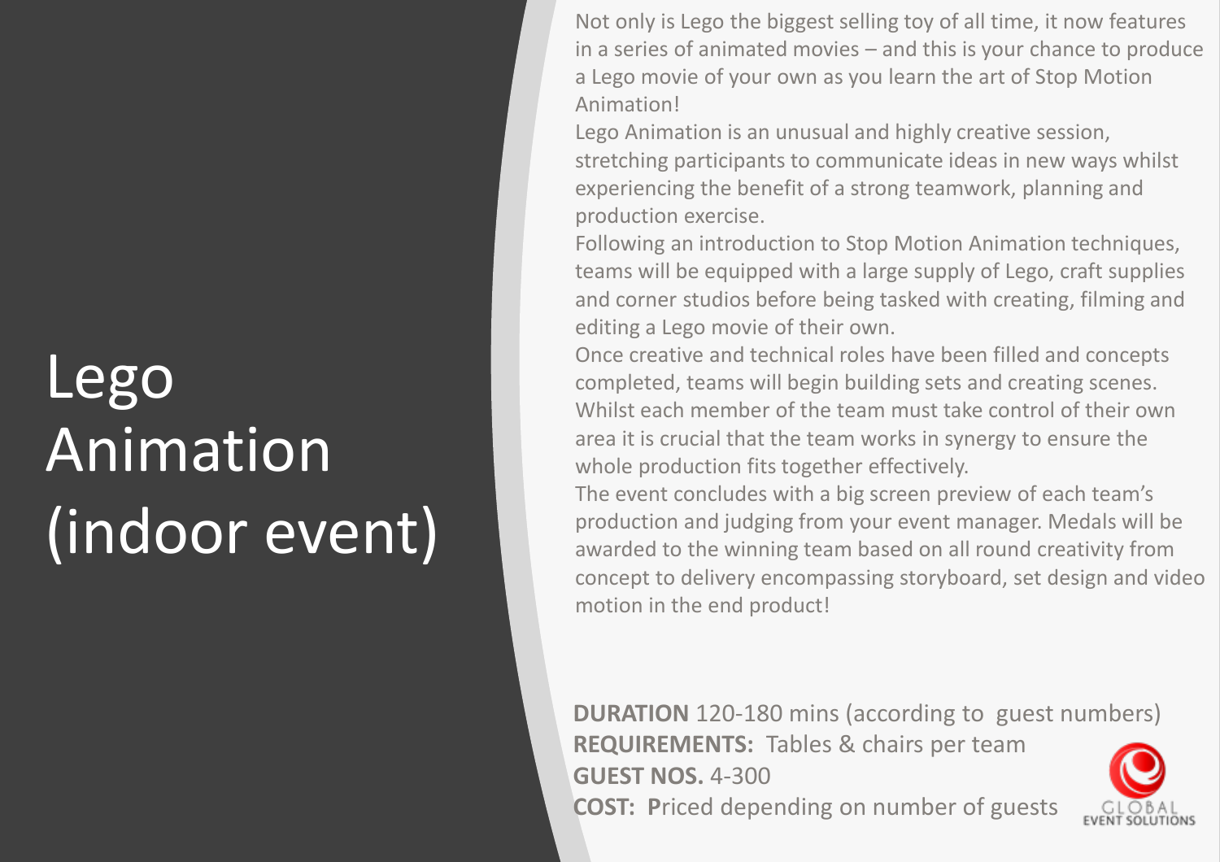# Lego Animation (indoor event)

Not only is Lego the biggest selling toy of all time, it now features in a series of animated movies – and this is your chance to produce a Lego movie of your own as you learn the art of Stop Motion Animation!

Lego Animation is an unusual and highly creative session, stretching participants to communicate ideas in new ways whilst experiencing the benefit of a strong teamwork, planning and production exercise.

Following an introduction to Stop Motion Animation techniques, teams will be equipped with a large supply of Lego, craft supplies and corner studios before being tasked with creating, filming and editing a Lego movie of their own.

Once creative and technical roles have been filled and concepts completed, teams will begin building sets and creating scenes. Whilst each member of the team must take control of their own area it is crucial that the team works in synergy to ensure the whole production fits together effectively.

The event concludes with a big screen preview of each team's production and judging from your event manager. Medals will be awarded to the winning team based on all round creativity from concept to delivery encompassing storyboard, set design and video motion in the end product!

**DURATION** 120-180 mins (according to guest numbers)
**REQUIREMENTS:** Tables & chairs per team
**GUEST NOS.** 4-300
**COST:** **P**riced depending on number of guests

GLOBAL EVENT SOLUTIONS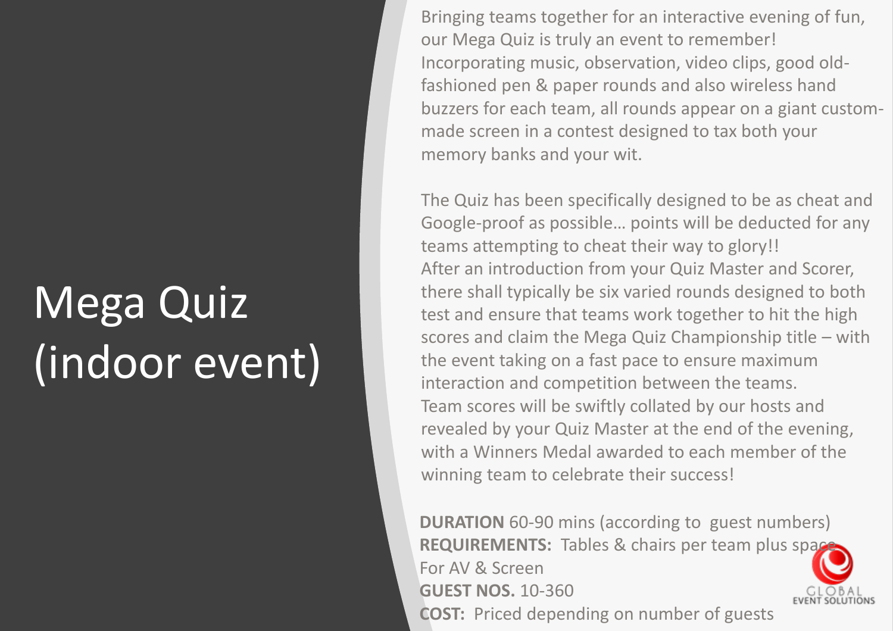# Mega Quiz (indoor event)

Bringing teams together for an interactive evening of fun, our Mega Quiz is truly an event to remember! Incorporating music, observation, video clips, good old-fashioned pen & paper rounds and also wireless hand buzzers for each team, all rounds appear on a giant custom-made screen in a contest designed to tax both your memory banks and your wit.

The Quiz has been specifically designed to be as cheat and Google-proof as possible… points will be deducted for any teams attempting to cheat their way to glory!!
After an introduction from your Quiz Master and Scorer, there shall typically be six varied rounds designed to both test and ensure that teams work together to hit the high scores and claim the Mega Quiz Championship title – with the event taking on a fast pace to ensure maximum interaction and competition between the teams.
Team scores will be swiftly collated by our hosts and revealed by your Quiz Master at the end of the evening, with a Winners Medal awarded to each member of the winning team to celebrate their success!

**DURATION** 60-90 mins (according to guest numbers)
**REQUIREMENTS:** Tables & chairs per team plus space For AV & Screen
**GUEST NOS.** 10-360
**COST:** Priced depending on number of guests

GLOBAL EVENT SOLUTIONS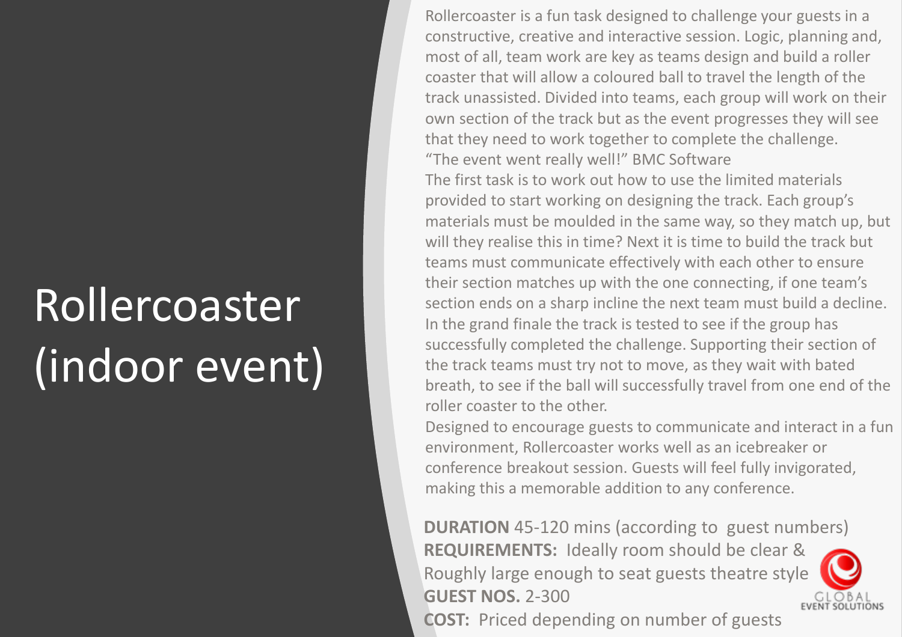# Rollercoaster (indoor event)

Rollercoaster is a fun task designed to challenge your guests in a constructive, creative and interactive session. Logic, planning and, most of all, team work are key as teams design and build a roller coaster that will allow a coloured ball to travel the length of the track unassisted. Divided into teams, each group will work on their own section of the track but as the event progresses they will see that they need to work together to complete the challenge.

"The event went really well!" BMC Software

The first task is to work out how to use the limited materials provided to start working on designing the track. Each group's materials must be moulded in the same way, so they match up, but will they realise this in time? Next it is time to build the track but teams must communicate effectively with each other to ensure their section matches up with the one connecting, if one team's section ends on a sharp incline the next team must build a decline. In the grand finale the track is tested to see if the group has successfully completed the challenge. Supporting their section of the track teams must try not to move, as they wait with bated breath, to see if the ball will successfully travel from one end of the roller coaster to the other.

Designed to encourage guests to communicate and interact in a fun environment, Rollercoaster works well as an icebreaker or conference breakout session. Guests will feel fully invigorated, making this a memorable addition to any conference.

**DURATION** 45-120 mins (according to guest numbers)
**REQUIREMENTS:** Ideally room should be clear & Roughly large enough to seat guests theatre style
**GUEST NOS.** 2-300
**COST:** Priced depending on number of guests

GLOBAL EVENT SOLUTIONS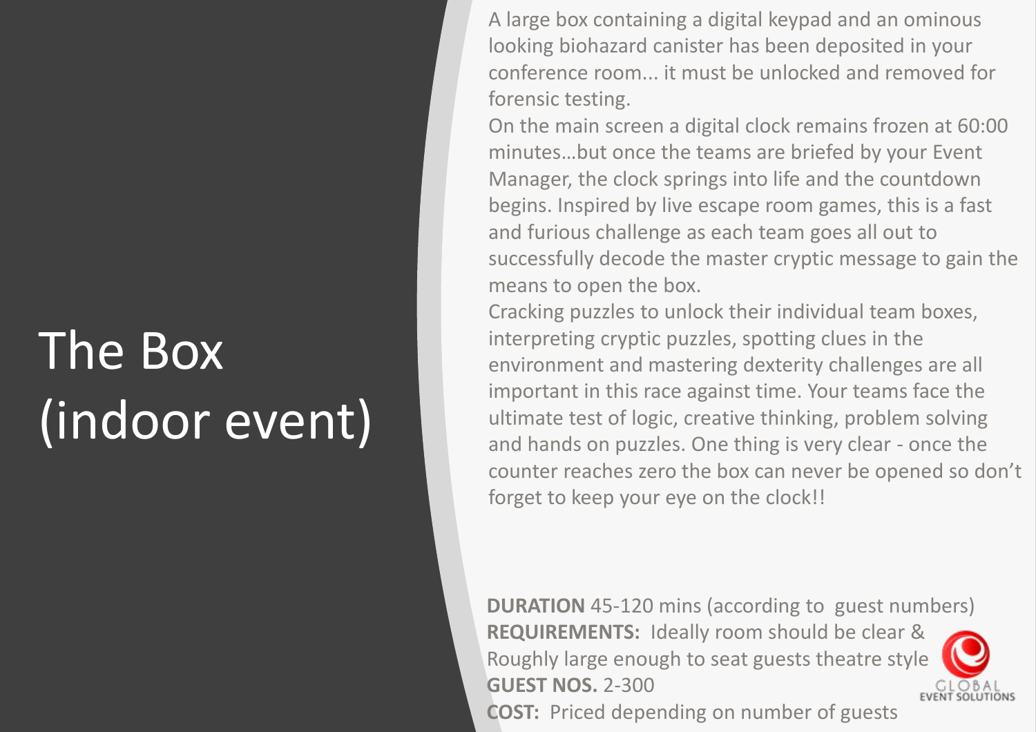# The Box (indoor event)

A large box containing a digital keypad and an ominous looking biohazard canister has been deposited in your conference room... it must be unlocked and removed for forensic testing.

On the main screen a digital clock remains frozen at 60:00 minutes…but once the teams are briefed by your Event Manager, the clock springs into life and the countdown begins. Inspired by live escape room games, this is a fast and furious challenge as each team goes all out to successfully decode the master cryptic message to gain the means to open the box.

Cracking puzzles to unlock their individual team boxes, interpreting cryptic puzzles, spotting clues in the environment and mastering dexterity challenges are all important in this race against time. Your teams face the ultimate test of logic, creative thinking, problem solving and hands on puzzles. One thing is very clear - once the counter reaches zero the box can never be opened so don't forget to keep your eye on the clock!!

**DURATION** 45-120 mins (according to guest numbers)
**REQUIREMENTS:** Ideally room should be clear & Roughly large enough to seat guests theatre style
**GUEST NOS.** 2-300
**COST:** Priced depending on number of guests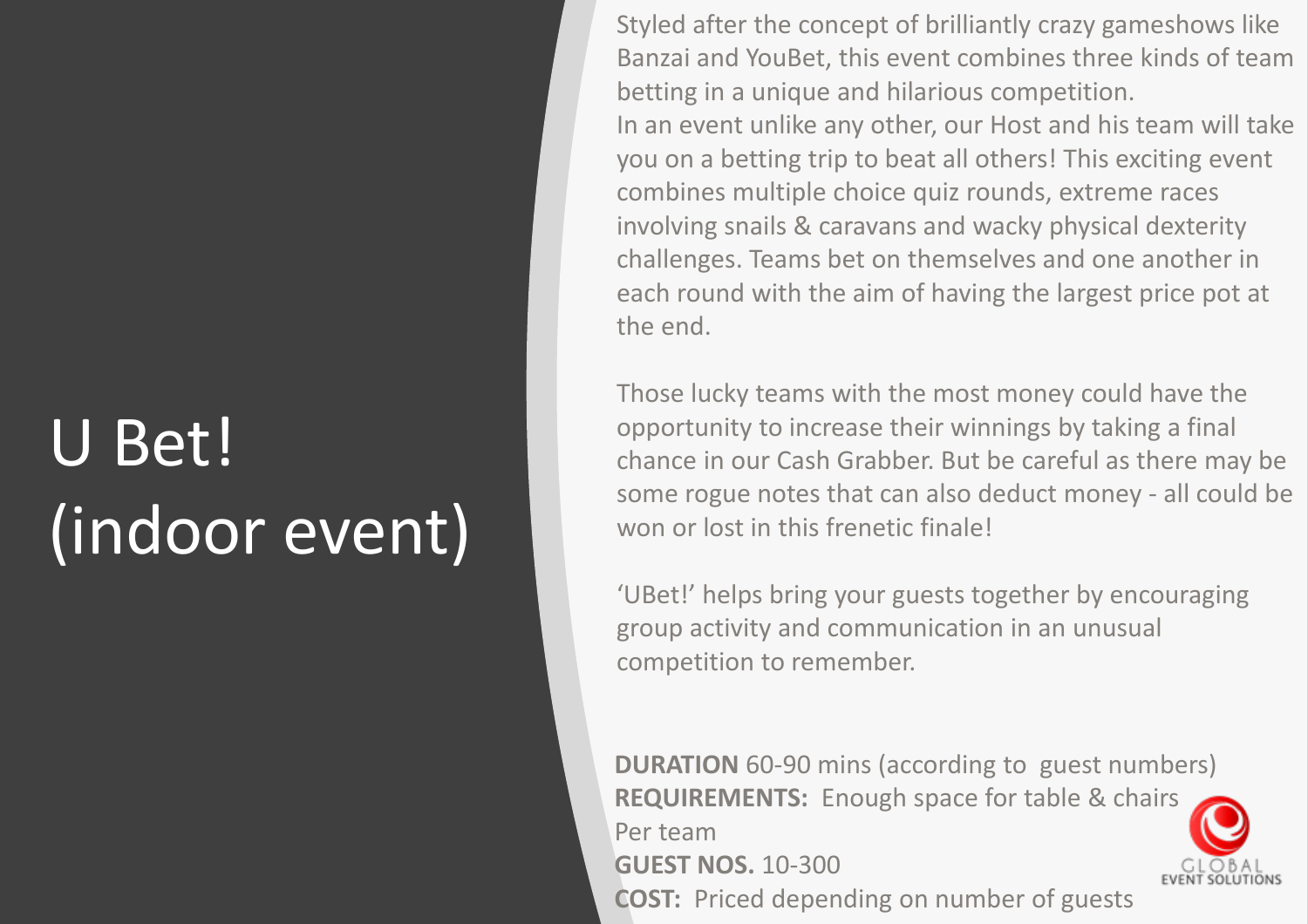# U Bet! (indoor event)

Styled after the concept of brilliantly crazy gameshows like Banzai and YouBet, this event combines three kinds of team betting in a unique and hilarious competition.
In an event unlike any other, our Host and his team will take you on a betting trip to beat all others! This exciting event combines multiple choice quiz rounds, extreme races involving snails & caravans and wacky physical dexterity challenges. Teams bet on themselves and one another in each round with the aim of having the largest price pot at the end.

Those lucky teams with the most money could have the opportunity to increase their winnings by taking a final chance in our Cash Grabber. But be careful as there may be some rogue notes that can also deduct money - all could be won or lost in this frenetic finale!

'UBet!' helps bring your guests together by encouraging group activity and communication in an unusual competition to remember.

**DURATION** 60-90 mins (according to guest numbers)
**REQUIREMENTS:** Enough space for table & chairs Per team
**GUEST NOS.** 10-300
**COST:** Priced depending on number of guests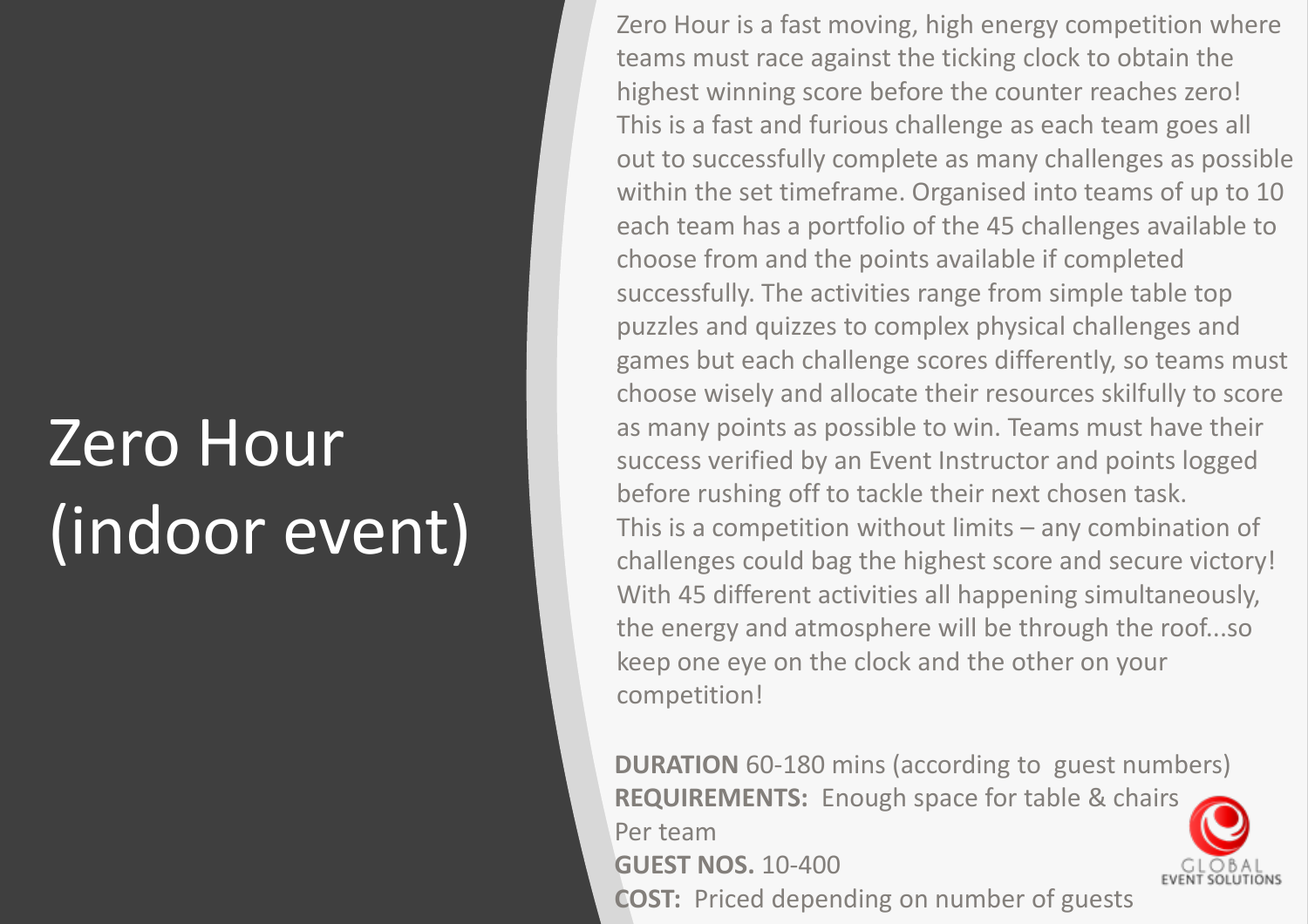# Zero Hour (indoor event)

Zero Hour is a fast moving, high energy competition where teams must race against the ticking clock to obtain the highest winning score before the counter reaches zero! This is a fast and furious challenge as each team goes all out to successfully complete as many challenges as possible within the set timeframe. Organised into teams of up to 10 each team has a portfolio of the 45 challenges available to choose from and the points available if completed successfully. The activities range from simple table top puzzles and quizzes to complex physical challenges and games but each challenge scores differently, so teams must choose wisely and allocate their resources skilfully to score as many points as possible to win. Teams must have their success verified by an Event Instructor and points logged before rushing off to tackle their next chosen task. This is a competition without limits – any combination of challenges could bag the highest score and secure victory! With 45 different activities all happening simultaneously, the energy and atmosphere will be through the roof...so keep one eye on the clock and the other on your competition!

**DURATION** 60-180 mins (according to guest numbers)
**REQUIREMENTS:** Enough space for table & chairs Per team
**GUEST NOS.** 10-400
**COST:** Priced depending on number of guests

GLOBAL EVENT SOLUTIONS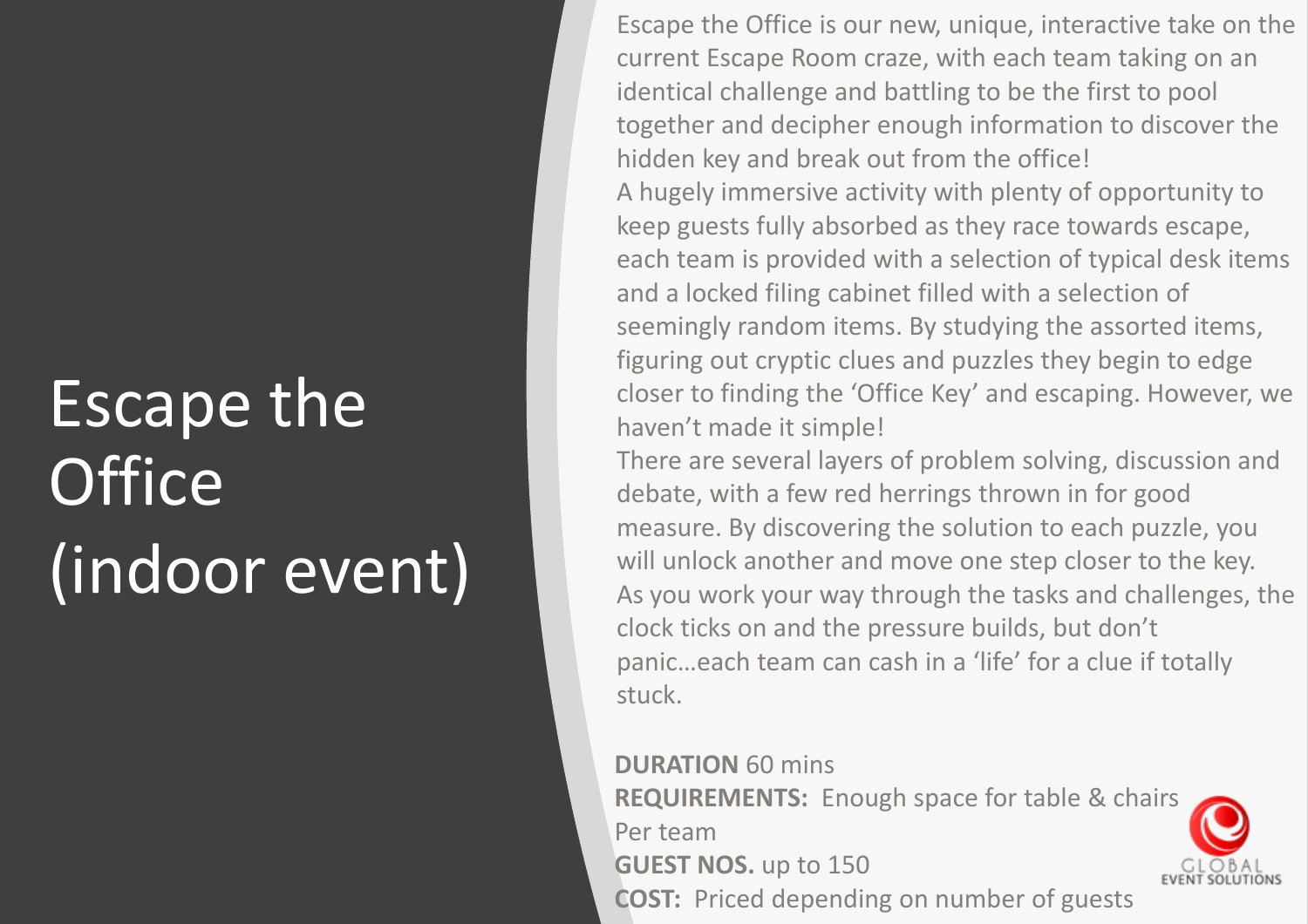# Escape the Office (indoor event)

Escape the Office is our new, unique, interactive take on the current Escape Room craze, with each team taking on an identical challenge and battling to be the first to pool together and decipher enough information to discover the hidden key and break out from the office!

A hugely immersive activity with plenty of opportunity to keep guests fully absorbed as they race towards escape, each team is provided with a selection of typical desk items and a locked filing cabinet filled with a selection of seemingly random items. By studying the assorted items, figuring out cryptic clues and puzzles they begin to edge closer to finding the 'Office Key' and escaping. However, we haven't made it simple!

There are several layers of problem solving, discussion and debate, with a few red herrings thrown in for good measure. By discovering the solution to each puzzle, you will unlock another and move one step closer to the key. As you work your way through the tasks and challenges, the clock ticks on and the pressure builds, but don't panic…each team can cash in a 'life' for a clue if totally stuck.

**DURATION** 60 mins
**REQUIREMENTS:** Enough space for table & chairs Per team
**GUEST NOS.** up to 150
**COST:** Priced depending on number of guests

GLOBAL EVENT SOLUTIONS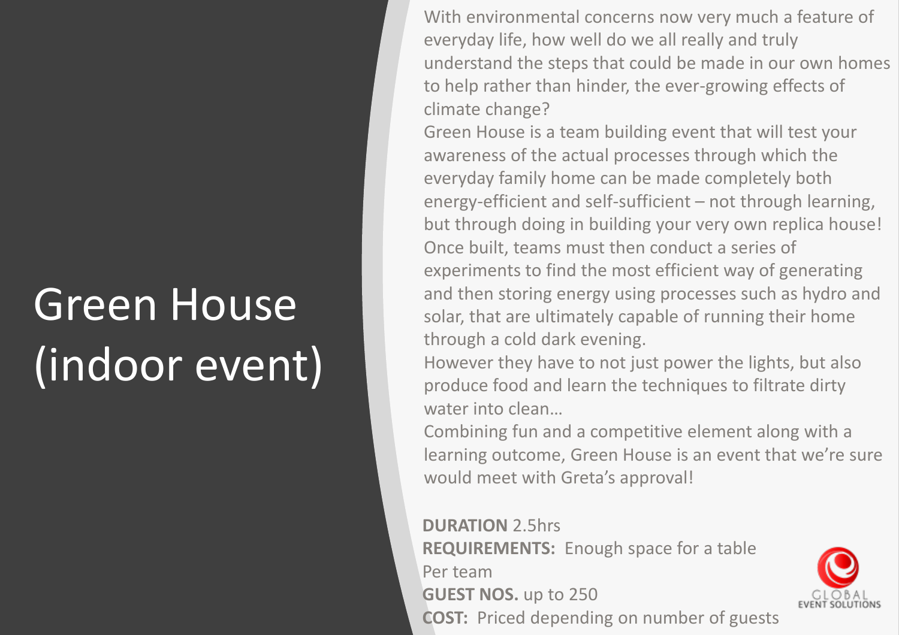# Green House (indoor event)

With environmental concerns now very much a feature of everyday life, how well do we all really and truly understand the steps that could be made in our own homes to help rather than hinder, the ever-growing effects of climate change?

Green House is a team building event that will test your awareness of the actual processes through which the everyday family home can be made completely both energy-efficient and self-sufficient – not through learning, but through doing in building your very own replica house! Once built, teams must then conduct a series of experiments to find the most efficient way of generating and then storing energy using processes such as hydro and solar, that are ultimately capable of running their home through a cold dark evening.

However they have to not just power the lights, but also produce food and learn the techniques to filtrate dirty water into clean…

Combining fun and a competitive element along with a learning outcome, Green House is an event that we're sure would meet with Greta's approval!

**DURATION** 2.5hrs
**REQUIREMENTS:** Enough space for a table Per team
**GUEST NOS.** up to 250
**COST:** Priced depending on number of guests

GLOBAL EVENT SOLUTIONS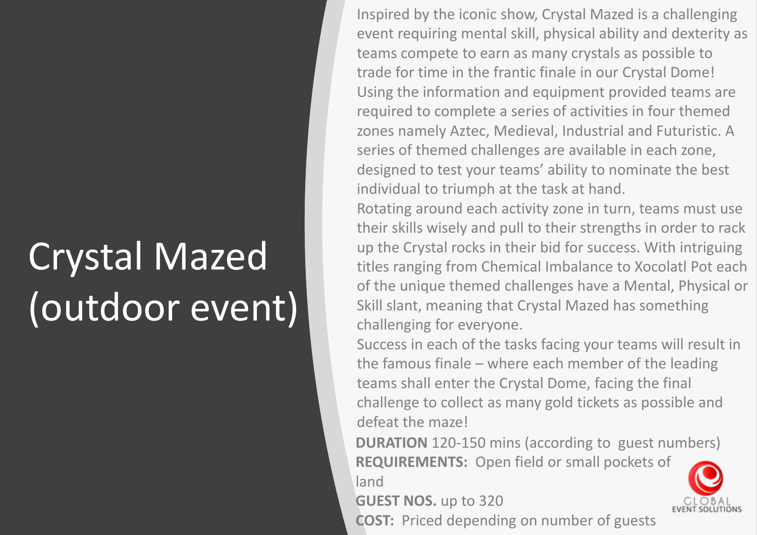# Crystal Mazed (outdoor event)

Inspired by the iconic show, Crystal Mazed is a challenging event requiring mental skill, physical ability and dexterity as teams compete to earn as many crystals as possible to trade for time in the frantic finale in our Crystal Dome!

Using the information and equipment provided teams are required to complete a series of activities in four themed zones namely Aztec, Medieval, Industrial and Futuristic. A series of themed challenges are available in each zone, designed to test your teams' ability to nominate the best individual to triumph at the task at hand.

Rotating around each activity zone in turn, teams must use their skills wisely and pull to their strengths in order to rack up the Crystal rocks in their bid for success. With intriguing titles ranging from Chemical Imbalance to Xocolatl Pot each of the unique themed challenges have a Mental, Physical or Skill slant, meaning that Crystal Mazed has something challenging for everyone.

Success in each of the tasks facing your teams will result in the famous finale – where each member of the leading teams shall enter the Crystal Dome, facing the final challenge to collect as many gold tickets as possible and defeat the maze!

**DURATION** 120-150 mins (according to guest numbers)

**REQUIREMENTS:** Open field or small pockets of land

**GUEST NOS.** up to 320

**COST:** Priced depending on number of guests

GLOBAL EVENT SOLUTIONS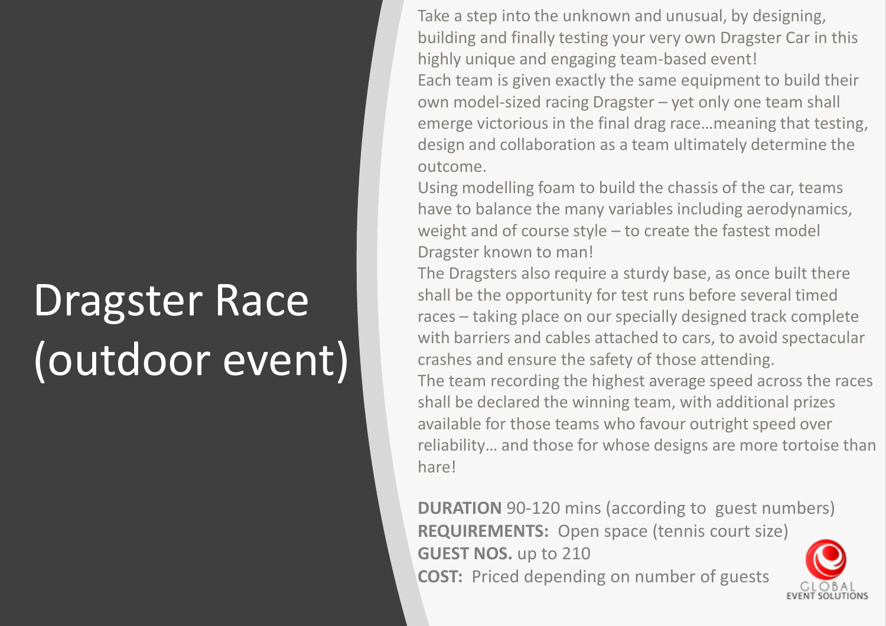# Dragster Race (outdoor event)

Take a step into the unknown and unusual, by designing, building and finally testing your very own Dragster Car in this highly unique and engaging team-based event!

Each team is given exactly the same equipment to build their own model-sized racing Dragster – yet only one team shall emerge victorious in the final drag race…meaning that testing, design and collaboration as a team ultimately determine the outcome.

Using modelling foam to build the chassis of the car, teams have to balance the many variables including aerodynamics, weight and of course style – to create the fastest model Dragster known to man!

The Dragsters also require a sturdy base, as once built there shall be the opportunity for test runs before several timed races – taking place on our specially designed track complete with barriers and cables attached to cars, to avoid spectacular crashes and ensure the safety of those attending.

The team recording the highest average speed across the races shall be declared the winning team, with additional prizes available for those teams who favour outright speed over reliability… and those for whose designs are more tortoise than hare!

**DURATION** 90-120 mins (according to guest numbers)
**REQUIREMENTS:** Open space (tennis court size)
**GUEST NOS.** up to 210
**COST:** Priced depending on number of guests

GLOBAL EVENT SOLUTIONS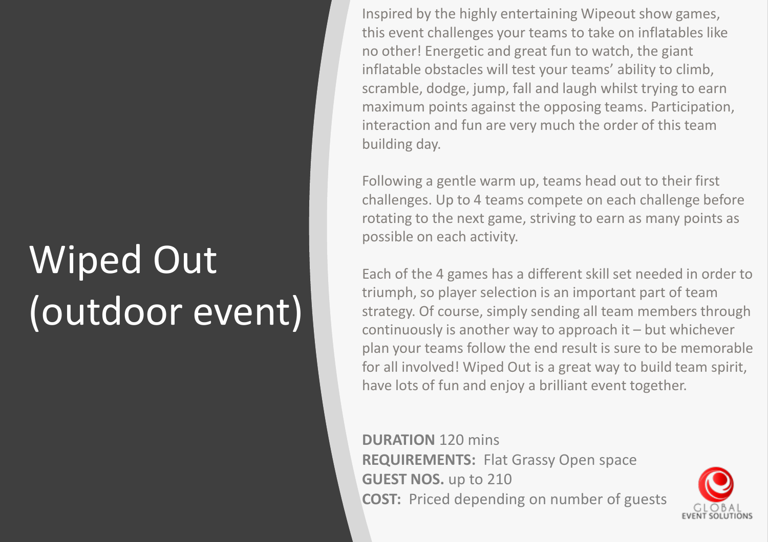# Wiped Out (outdoor event)

Inspired by the highly entertaining Wipeout show games, this event challenges your teams to take on inflatables like no other! Energetic and great fun to watch, the giant inflatable obstacles will test your teams' ability to climb, scramble, dodge, jump, fall and laugh whilst trying to earn maximum points against the opposing teams. Participation, interaction and fun are very much the order of this team building day.

Following a gentle warm up, teams head out to their first challenges. Up to 4 teams compete on each challenge before rotating to the next game, striving to earn as many points as possible on each activity.

Each of the 4 games has a different skill set needed in order to triumph, so player selection is an important part of team strategy. Of course, simply sending all team members through continuously is another way to approach it – but whichever plan your teams follow the end result is sure to be memorable for all involved! Wiped Out is a great way to build team spirit, have lots of fun and enjoy a brilliant event together.

**DURATION** 120 mins
**REQUIREMENTS:** Flat Grassy Open space
**GUEST NOS.** up to 210
**COST:** Priced depending on number of guests

GLOBAL EVENT SOLUTIONS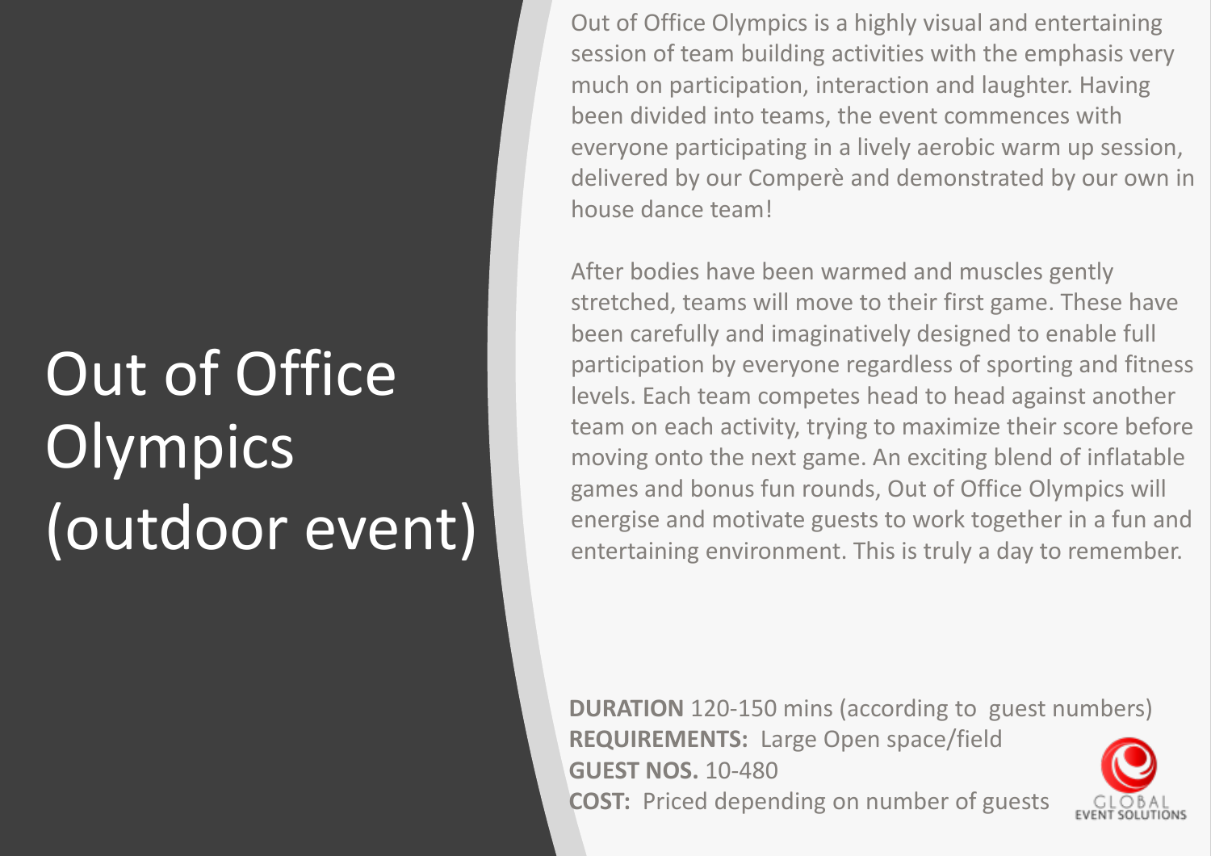# Out of Office Olympics (outdoor event)

Out of Office Olympics is a highly visual and entertaining session of team building activities with the emphasis very much on participation, interaction and laughter. Having been divided into teams, the event commences with everyone participating in a lively aerobic warm up session, delivered by our Comperè and demonstrated by our own in house dance team!

After bodies have been warmed and muscles gently stretched, teams will move to their first game. These have been carefully and imaginatively designed to enable full participation by everyone regardless of sporting and fitness levels. Each team competes head to head against another team on each activity, trying to maximize their score before moving onto the next game. An exciting blend of inflatable games and bonus fun rounds, Out of Office Olympics will energise and motivate guests to work together in a fun and entertaining environment. This is truly a day to remember.

**DURATION** 120-150 mins (according to guest numbers)
**REQUIREMENTS:** Large Open space/field
**GUEST NOS.** 10-480
**COST:** Priced depending on number of guests

GLOBAL EVENT SOLUTIONS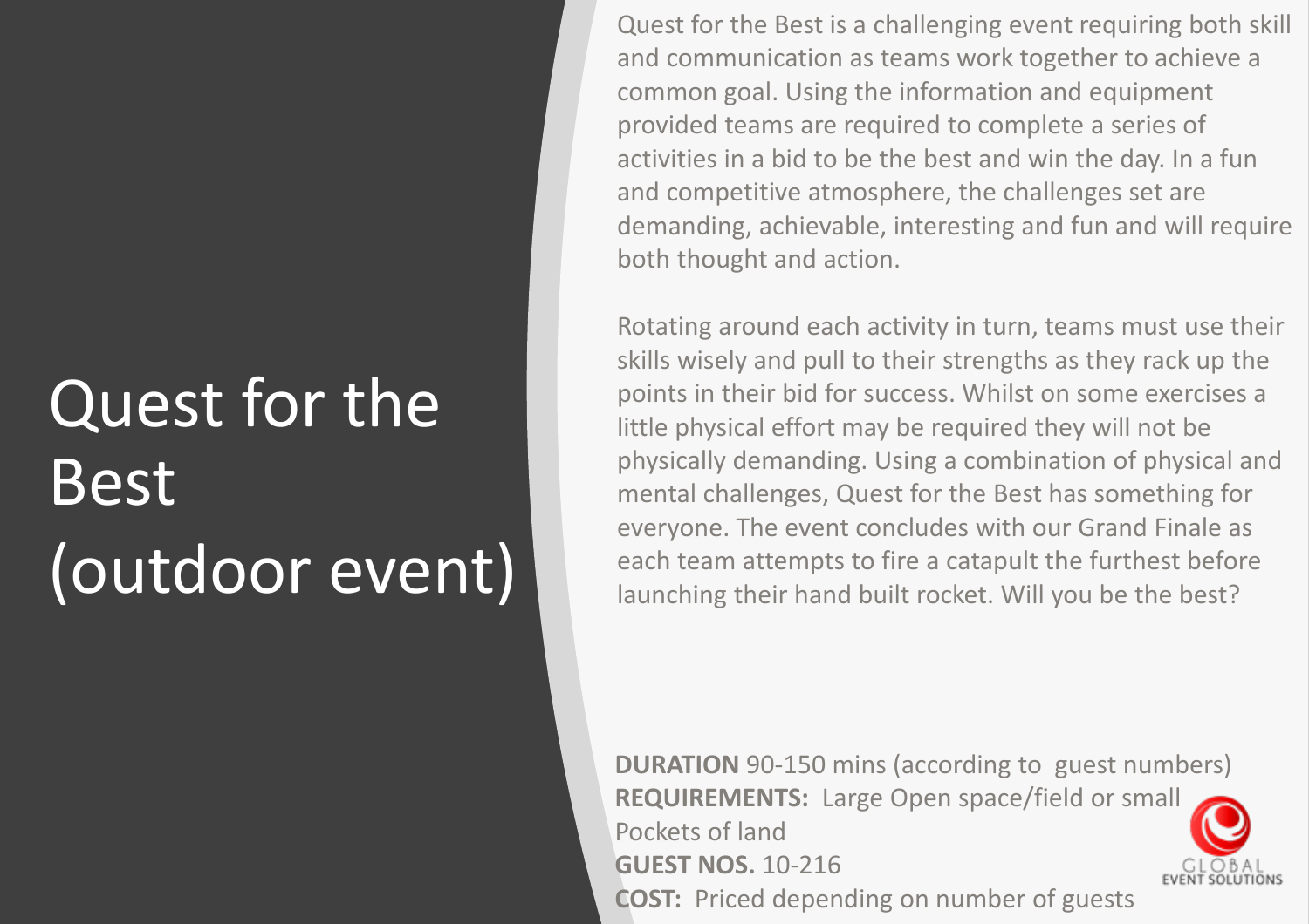# Quest for the Best (outdoor event)

Quest for the Best is a challenging event requiring both skill and communication as teams work together to achieve a common goal. Using the information and equipment provided teams are required to complete a series of activities in a bid to be the best and win the day. In a fun and competitive atmosphere, the challenges set are demanding, achievable, interesting and fun and will require both thought and action.

Rotating around each activity in turn, teams must use their skills wisely and pull to their strengths as they rack up the points in their bid for success. Whilst on some exercises a little physical effort may be required they will not be physically demanding. Using a combination of physical and mental challenges, Quest for the Best has something for everyone. The event concludes with our Grand Finale as each team attempts to fire a catapult the furthest before launching their hand built rocket. Will you be the best?

**DURATION** 90-150 mins (according to guest numbers)
**REQUIREMENTS:** Large Open space/field or small Pockets of land
**GUEST NOS.** 10-216
**COST:** Priced depending on number of guests

GLOBAL EVENT SOLUTIONS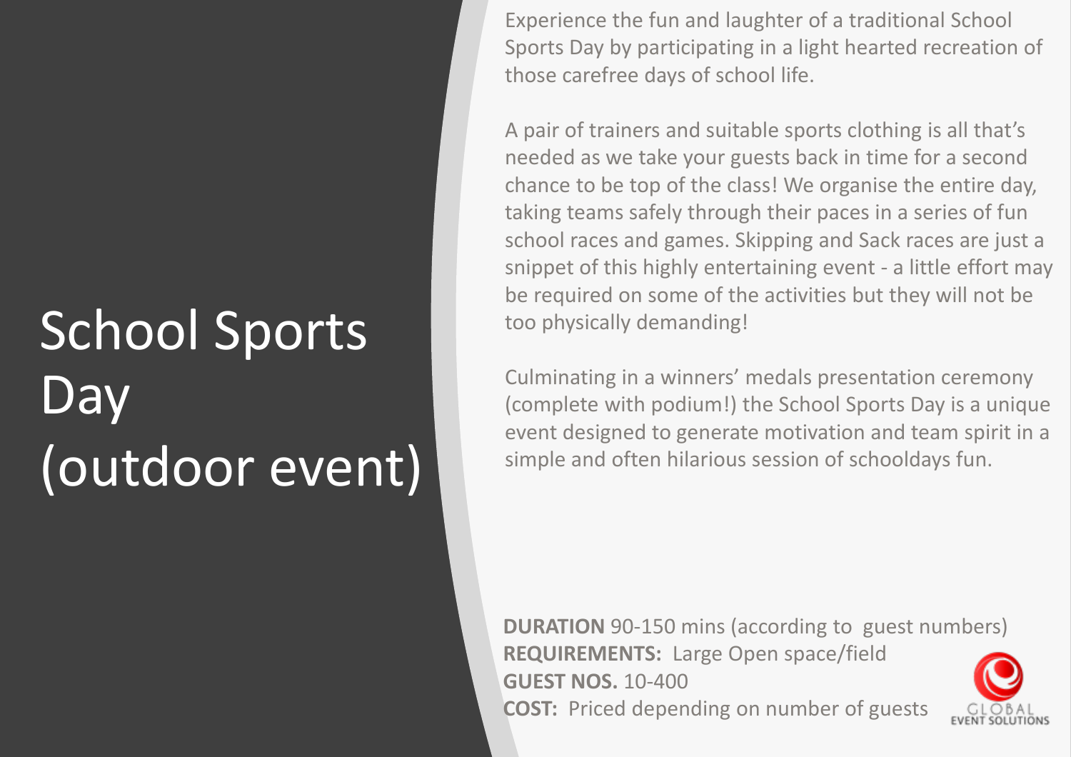# School Sports Day (outdoor event)

Experience the fun and laughter of a traditional School Sports Day by participating in a light hearted recreation of those carefree days of school life.

A pair of trainers and suitable sports clothing is all that's needed as we take your guests back in time for a second chance to be top of the class! We organise the entire day, taking teams safely through their paces in a series of fun school races and games. Skipping and Sack races are just a snippet of this highly entertaining event - a little effort may be required on some of the activities but they will not be too physically demanding!

Culminating in a winners' medals presentation ceremony (complete with podium!) the School Sports Day is a unique event designed to generate motivation and team spirit in a simple and often hilarious session of schooldays fun.

**DURATION** 90-150 mins (according to guest numbers)
**REQUIREMENTS:** Large Open space/field
**GUEST NOS.** 10-400
**COST:** Priced depending on number of guests

GLOBAL EVENT SOLUTIONS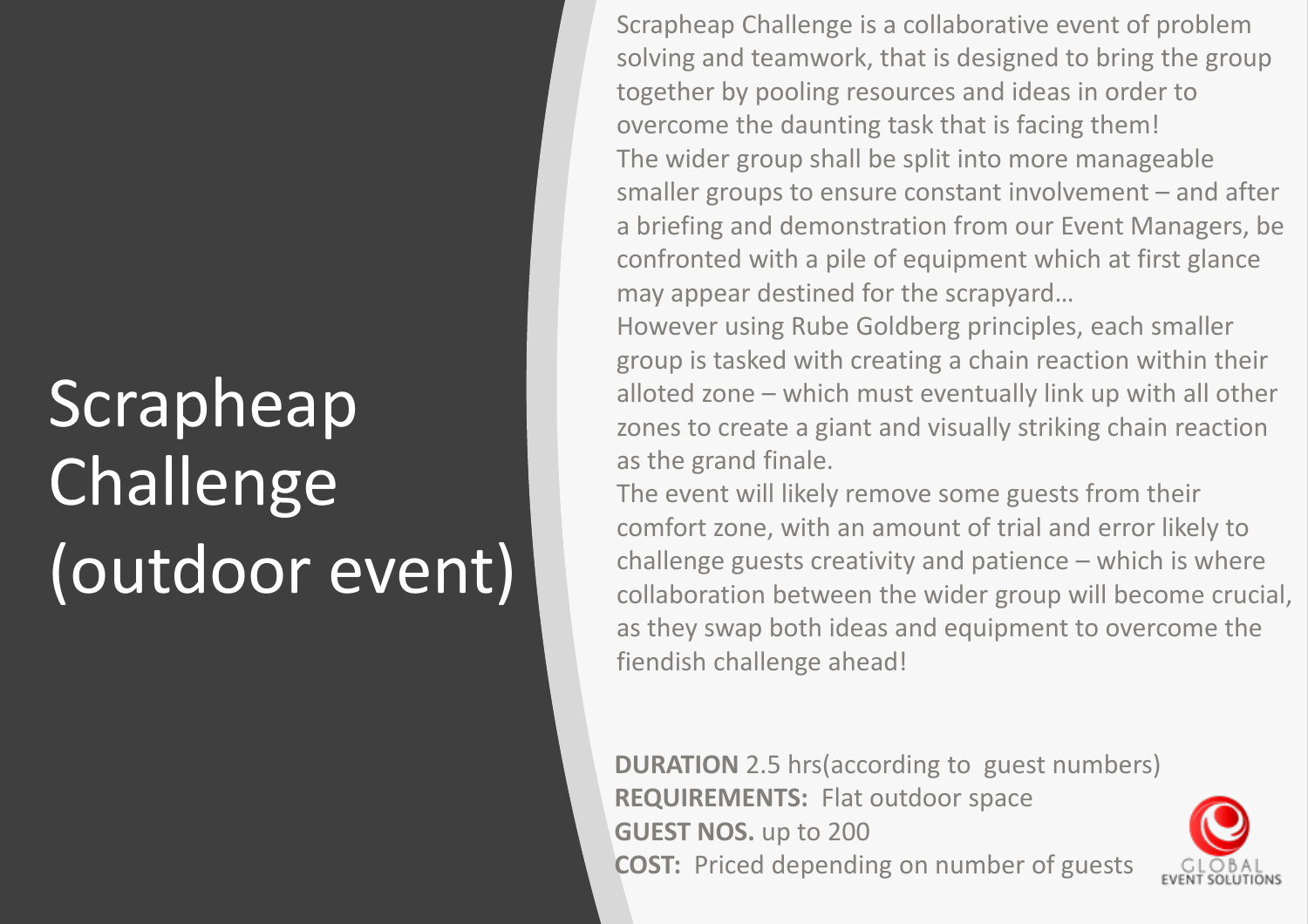# Scrapheap Challenge (outdoor event)

Scrapheap Challenge is a collaborative event of problem solving and teamwork, that is designed to bring the group together by pooling resources and ideas in order to overcome the daunting task that is facing them!

The wider group shall be split into more manageable smaller groups to ensure constant involvement – and after a briefing and demonstration from our Event Managers, be confronted with a pile of equipment which at first glance may appear destined for the scrapyard…

However using Rube Goldberg principles, each smaller group is tasked with creating a chain reaction within their alloted zone – which must eventually link up with all other zones to create a giant and visually striking chain reaction as the grand finale.

The event will likely remove some guests from their comfort zone, with an amount of trial and error likely to challenge guests creativity and patience – which is where collaboration between the wider group will become crucial, as they swap both ideas and equipment to overcome the fiendish challenge ahead!

**DURATION** 2.5 hrs(according to guest numbers)
**REQUIREMENTS:** Flat outdoor space
**GUEST NOS.** up to 200
**COST:** Priced depending on number of guests

GLOBAL EVENT SOLUTIONS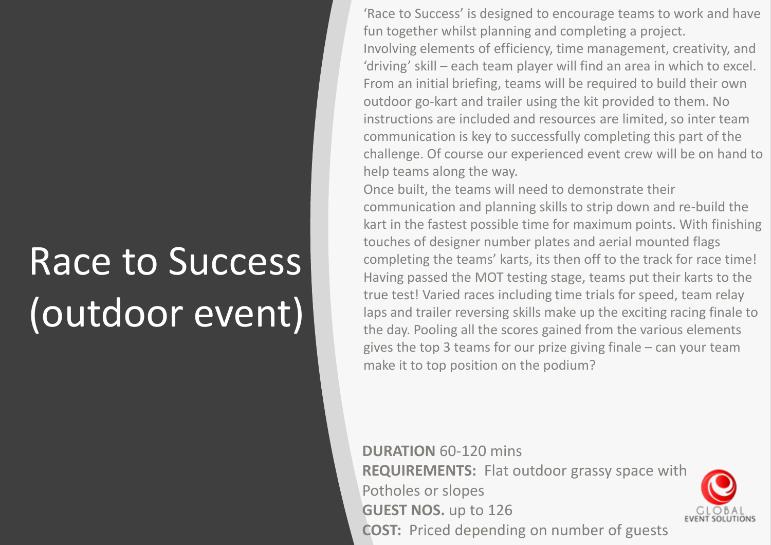# Race to Success (outdoor event)

'Race to Success' is designed to encourage teams to work and have fun together whilst planning and completing a project.
Involving elements of efficiency, time management, creativity, and 'driving' skill – each team player will find an area in which to excel. From an initial briefing, teams will be required to build their own outdoor go-kart and trailer using the kit provided to them. No instructions are included and resources are limited, so inter team communication is key to successfully completing this part of the challenge. Of course our experienced event crew will be on hand to help teams along the way.
Once built, the teams will need to demonstrate their communication and planning skills to strip down and re-build the kart in the fastest possible time for maximum points. With finishing touches of designer number plates and aerial mounted flags completing the teams' karts, its then off to the track for race time! Having passed the MOT testing stage, teams put their karts to the true test! Varied races including time trials for speed, team relay laps and trailer reversing skills make up the exciting racing finale to the day. Pooling all the scores gained from the various elements gives the top 3 teams for our prize giving finale – can your team make it to top position on the podium?

**DURATION** 60-120 mins
**REQUIREMENTS:** Flat outdoor grassy space with Potholes or slopes
**GUEST NOS.** up to 126
**COST:** Priced depending on number of guests

GLOBAL EVENT SOLUTIONS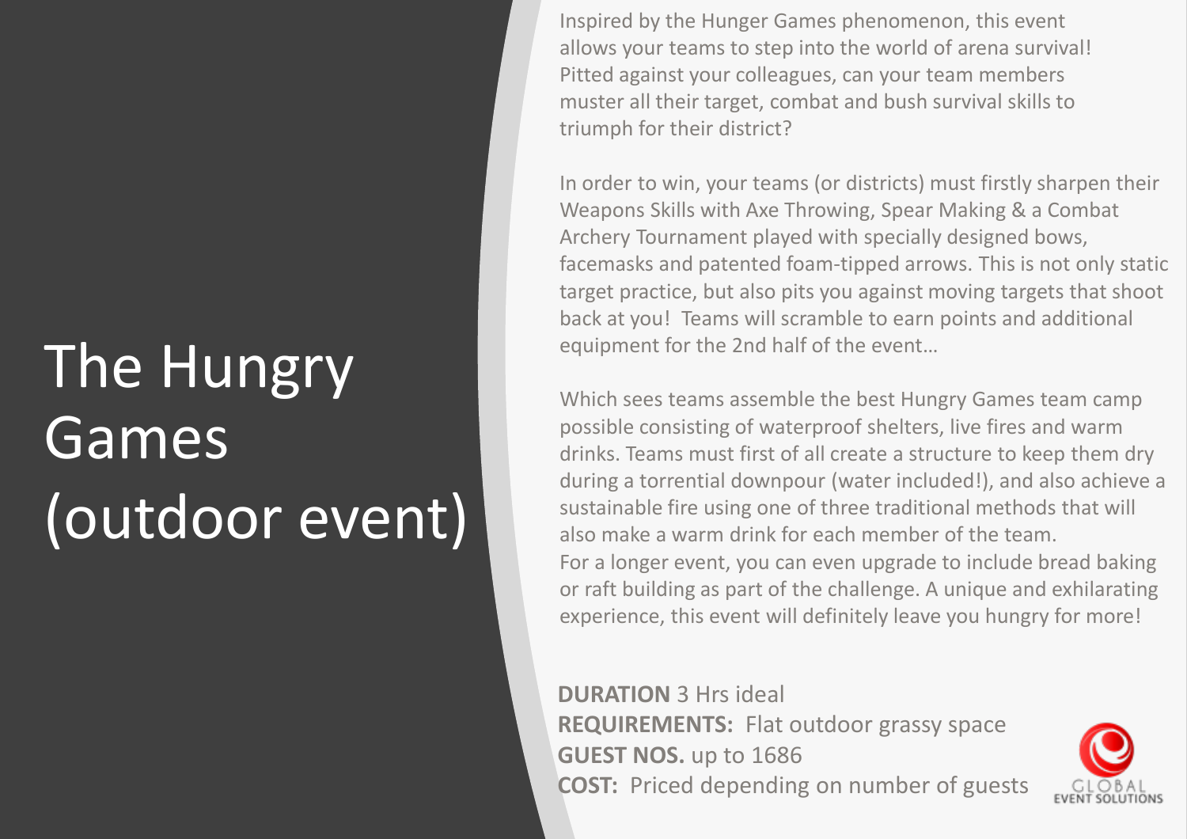# The Hungry Games (outdoor event)

Inspired by the Hunger Games phenomenon, this event allows your teams to step into the world of arena survival! Pitted against your colleagues, can your team members muster all their target, combat and bush survival skills to triumph for their district?

In order to win, your teams (or districts) must firstly sharpen their Weapons Skills with Axe Throwing, Spear Making & a Combat Archery Tournament played with specially designed bows, facemasks and patented foam-tipped arrows. This is not only static target practice, but also pits you against moving targets that shoot back at you! Teams will scramble to earn points and additional equipment for the 2nd half of the event…

Which sees teams assemble the best Hungry Games team camp possible consisting of waterproof shelters, live fires and warm drinks. Teams must first of all create a structure to keep them dry during a torrential downpour (water included!), and also achieve a sustainable fire using one of three traditional methods that will also make a warm drink for each member of the team.
For a longer event, you can even upgrade to include bread baking or raft building as part of the challenge. A unique and exhilarating experience, this event will definitely leave you hungry for more!

**DURATION** 3 Hrs ideal
**REQUIREMENTS:** Flat outdoor grassy space
**GUEST NOS.** up to 1686
**COST:** Priced depending on number of guests

GLOBAL EVENT SOLUTIONS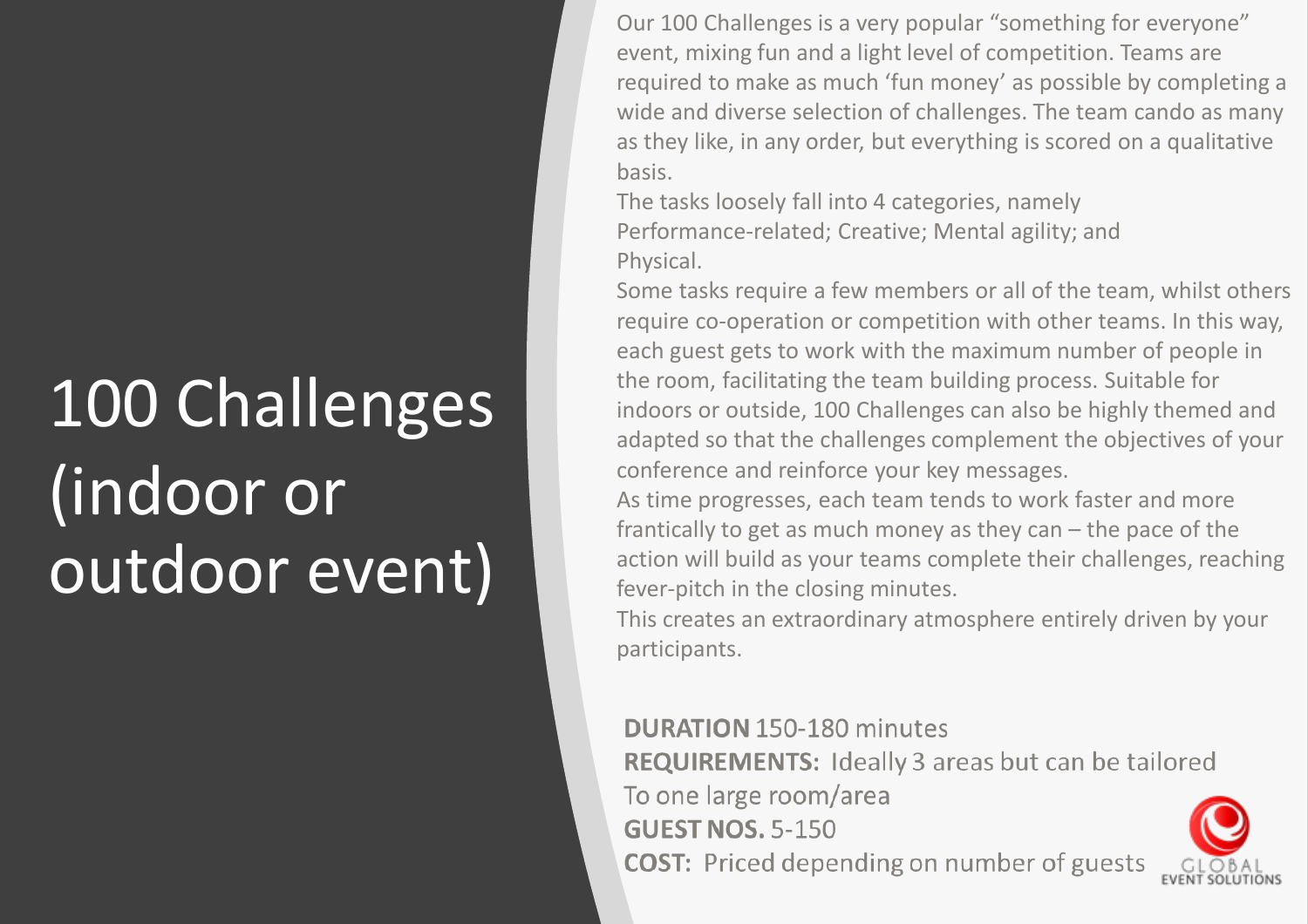# 100 Challenges (indoor or outdoor event)

Our 100 Challenges is a very popular “something for everyone” event, mixing fun and a light level of competition. Teams are required to make as much ‘fun money’ as possible by completing a wide and diverse selection of challenges. The team cando as many as they like, in any order, but everything is scored on a qualitative basis.

The tasks loosely fall into 4 categories, namely Performance-related; Creative; Mental agility; and Physical.

Some tasks require a few members or all of the team, whilst others require co-operation or competition with other teams. In this way, each guest gets to work with the maximum number of people in the room, facilitating the team building process. Suitable for indoors or outside, 100 Challenges can also be highly themed and adapted so that the challenges complement the objectives of your conference and reinforce your key messages.

As time progresses, each team tends to work faster and more frantically to get as much money as they can – the pace of the action will build as your teams complete their challenges, reaching fever-pitch in the closing minutes.

This creates an extraordinary atmosphere entirely driven by your participants.

**DURATION** 150-180 minutes
**REQUIREMENTS:** Ideally 3 areas but can be tailored To one large room/area
**GUEST NOS.** 5-150
**COST:** Priced depending on number of guests

GLOBAL EVENT SOLUTIONS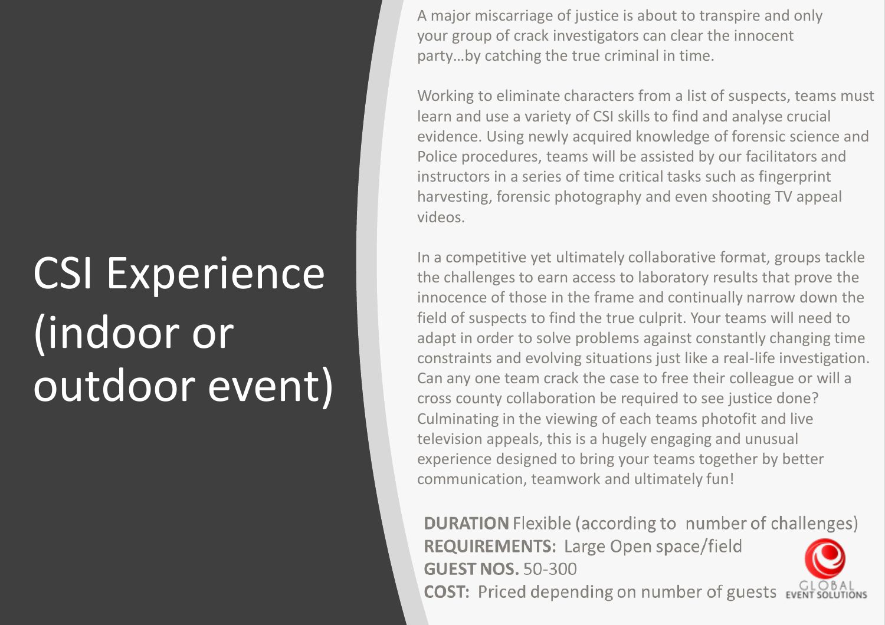# CSI Experience (indoor or outdoor event)

A major miscarriage of justice is about to transpire and only your group of crack investigators can clear the innocent party…by catching the true criminal in time.

Working to eliminate characters from a list of suspects, teams must learn and use a variety of CSI skills to find and analyse crucial evidence. Using newly acquired knowledge of forensic science and Police procedures, teams will be assisted by our facilitators and instructors in a series of time critical tasks such as fingerprint harvesting, forensic photography and even shooting TV appeal videos.

In a competitive yet ultimately collaborative format, groups tackle the challenges to earn access to laboratory results that prove the innocence of those in the frame and continually narrow down the field of suspects to find the true culprit. Your teams will need to adapt in order to solve problems against constantly changing time constraints and evolving situations just like a real-life investigation. Can any one team crack the case to free their colleague or will a cross county collaboration be required to see justice done? Culminating in the viewing of each teams photofit and live television appeals, this is a hugely engaging and unusual experience designed to bring your teams together by better communication, teamwork and ultimately fun!

**DURATION** Flexible (according to number of challenges)
**REQUIREMENTS:** Large Open space/field
**GUEST NOS.** 50-300
**COST:** Priced depending on number of guests

GLOBAL EVENT SOLUTIONS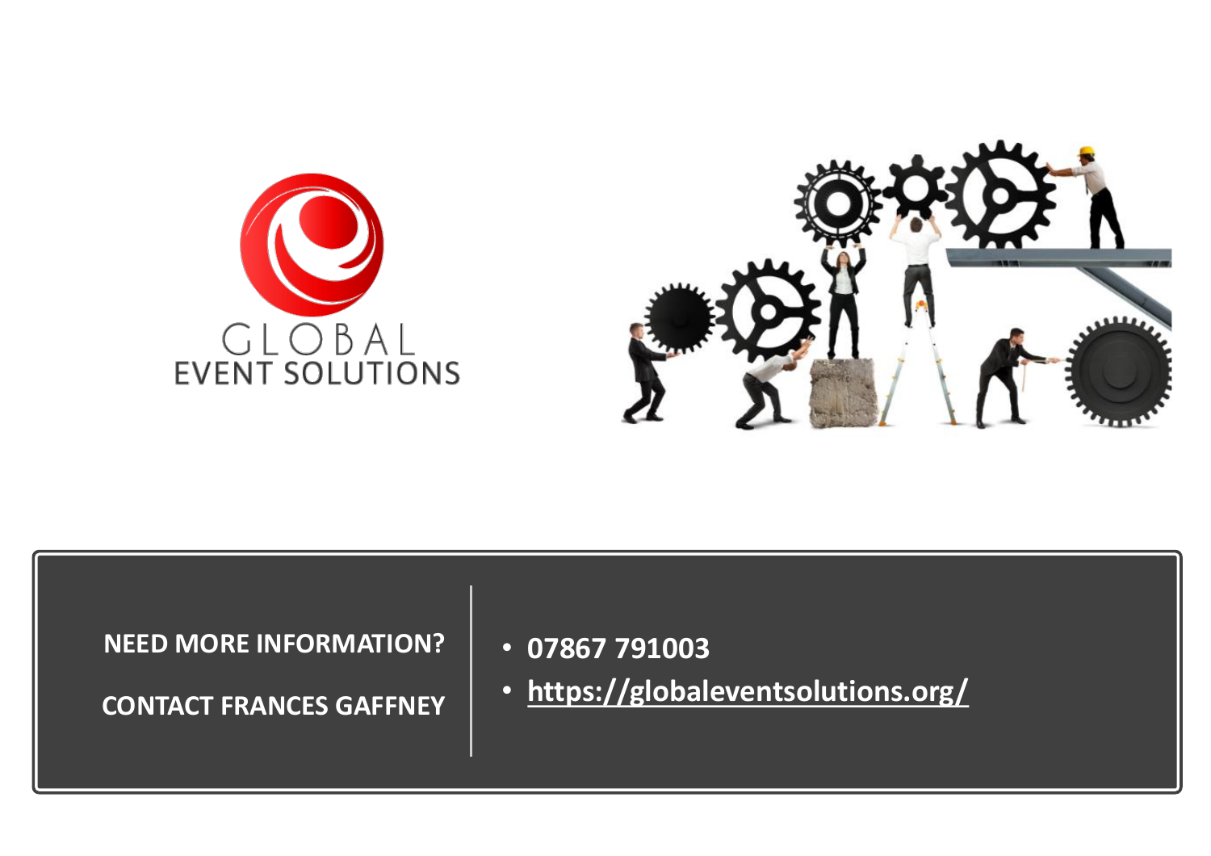GLOBAL
EVENT SOLUTIONS

**NEED MORE INFORMATION?**

**CONTACT FRANCES GAFFNEY**

- **07867 791003**
- **https://globaleventsolutions.org/**